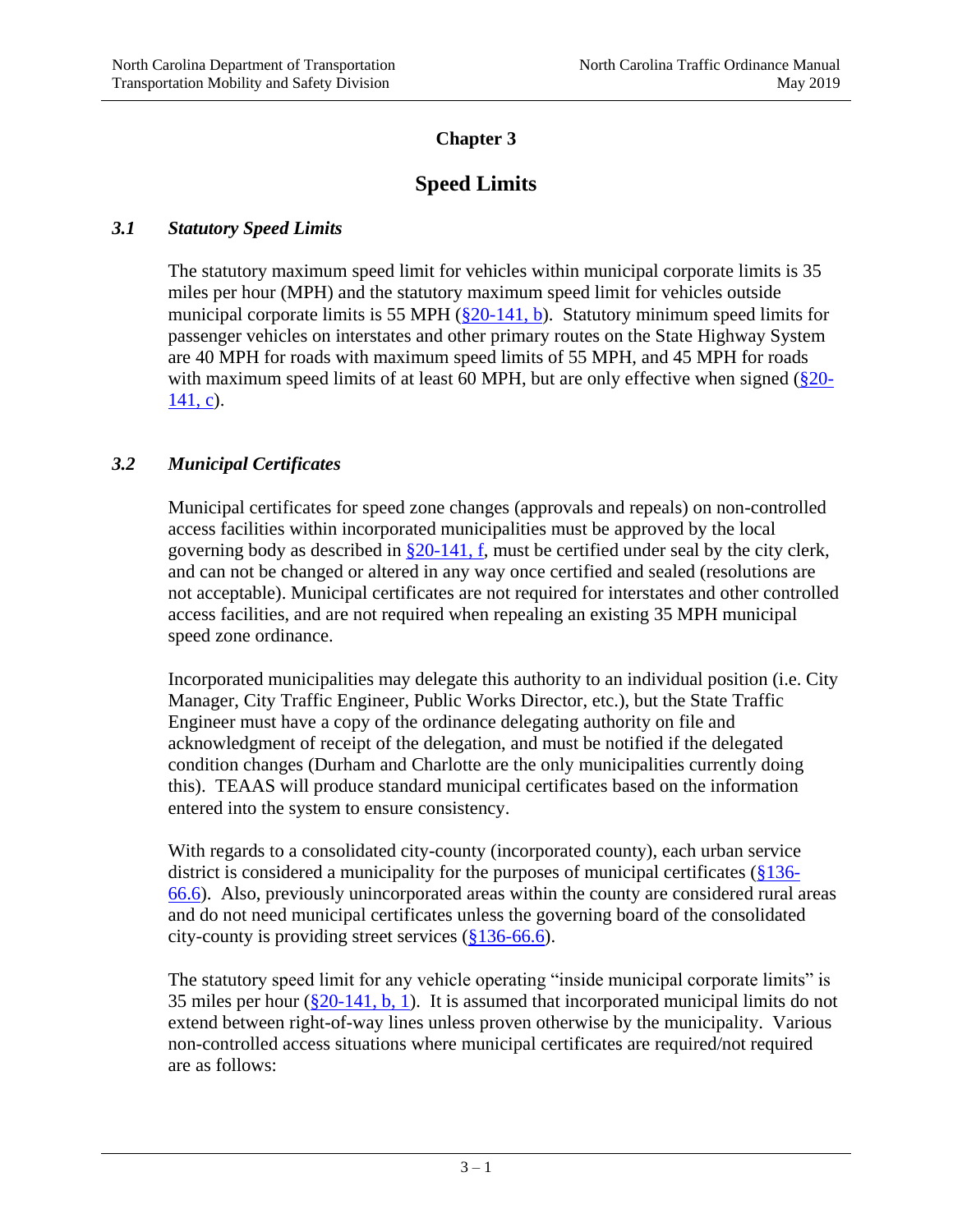# Chapter 3

# Speed Limits

### *3.1 Statutory Speed Limits*

The statutory maximum speed limit for vehicles within municipal corporate limits is 35 miles per hour (MPH) and the statutory maximum speed limit for vehicles outside municipal corporate limits is 55 MPH (§20-141, b). Statutory minimum speed limits for passenger vehicles on interstates and other primary routes on the State Highway System are 40 MPH for roads with maximum speed limits of 55 MPH, and 45 MPH for roads with maximum speed limits of at least 60 MPH, but are only effective when signed (§20-141, c).

### *3.2 Municipal Certificates*

Municipal certificates for speed zone changes (approvals and repeals) on non-controlled access facilities within incorporated municipalities must be approved by the local governing body as described in §20-141, f, must be certified under seal by the city clerk, and can not be changed or altered in any way once certified and sealed (resolutions are not acceptable). Municipal certificates are not required for interstates and other controlled access facilities, and are not required when repealing an existing 35 MPH municipal speed zone ordinance.

Incorporated municipalities may delegate this authority to an individual position (i.e. City Manager, City Traffic Engineer, Public Works Director, etc.), but the State Traffic Engineer must have a copy of the ordinance delegating authority on file and acknowledgment of receipt of the delegation, and must be notified if the delegated condition changes (Durham and Charlotte are the only municipalities currently doing this). TEAAS will produce standard municipal certificates based on the information entered into the system to ensure consistency.

With regards to a consolidated city-county (incorporated county), each urban service district is considered a municipality for the purposes of municipal certificates (§136-66.6). Also, previously unincorporated areas within the county are considered rural areas and do not need municipal certificates unless the governing board of the consolidated city-county is providing street services (§136-66.6).

The statutory speed limit for any vehicle operating "inside municipal corporate limits" is 35 miles per hour (§20-141, b, 1). It is assumed that incorporated municipal limits do not extend between right-of-way lines unless proven otherwise by the municipality. Various non-controlled access situations where municipal certificates are required/not required are as follows: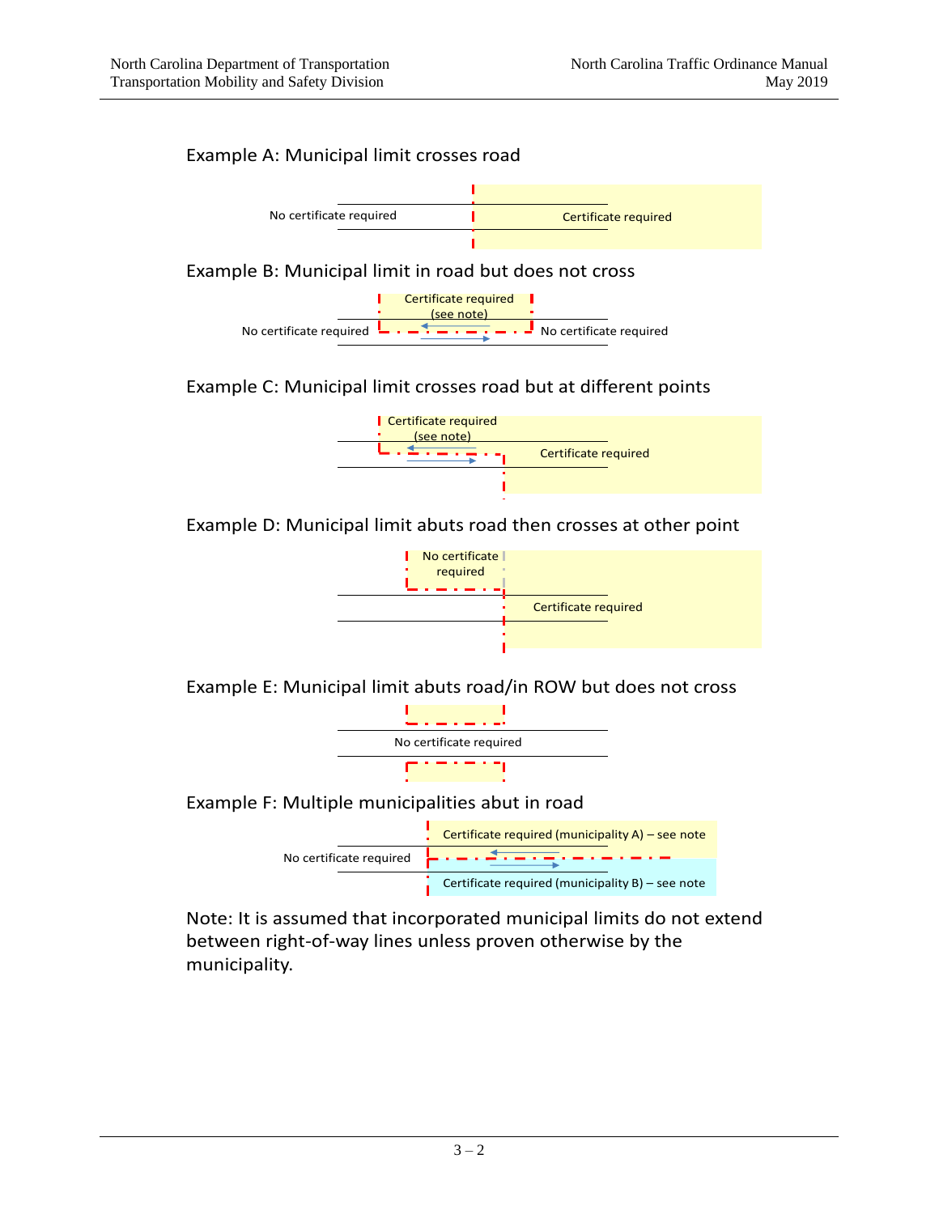Example A: Municipal limit crosses road

No certificate required

Certificate required

Example B: Municipal limit in road but does not cross

Certificate required (see note)

No certificate required

No certificate required

Example C: Municipal limit crosses road but at different points

Certificate required (see note)

Certificate required

Example D: Municipal limit abuts road then crosses at other point

No certificate required

Certificate required

Example E: Municipal limit abuts road/in ROW but does not cross

No certificate required

Example F: Multiple municipalities abut in road

Certificate required (municipality A) – see note

No certificate required

Certificate required (municipality B) – see note

Note: It is assumed that incorporated municipal limits do not extend between right-of-way lines unless proven otherwise by the municipality.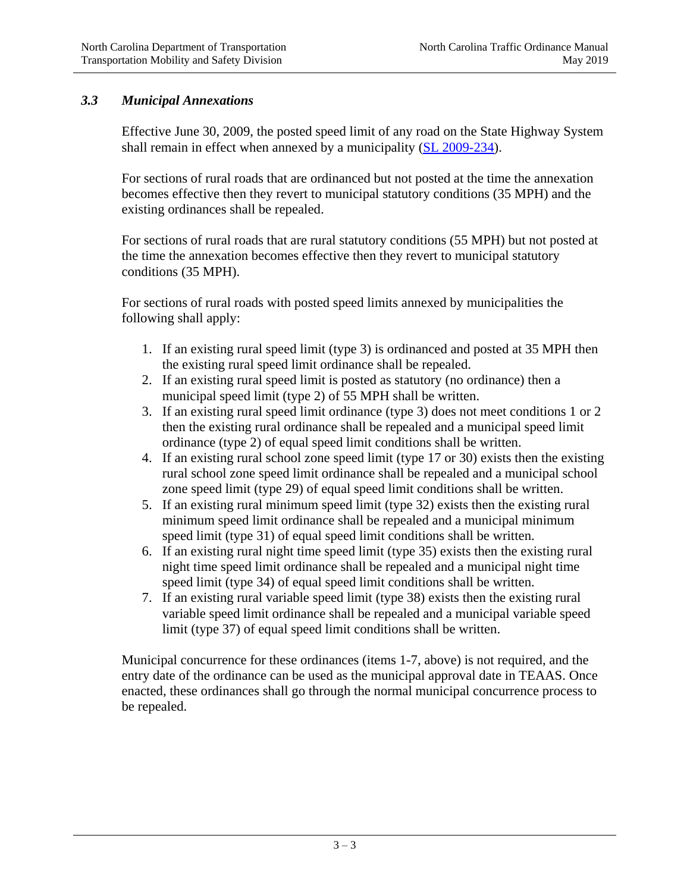### *3.3 Municipal Annexations*

Effective June 30, 2009, the posted speed limit of any road on the State Highway System shall remain in effect when annexed by a municipality (SL 2009-234).

For sections of rural roads that are ordinanced but not posted at the time the annexation becomes effective then they revert to municipal statutory conditions (35 MPH) and the existing ordinances shall be repealed.

For sections of rural roads that are rural statutory conditions (55 MPH) but not posted at the time the annexation becomes effective then they revert to municipal statutory conditions (35 MPH).

For sections of rural roads with posted speed limits annexed by municipalities the following shall apply:

1. If an existing rural speed limit (type 3) is ordinanced and posted at 35 MPH then the existing rural speed limit ordinance shall be repealed.
2. If an existing rural speed limit is posted as statutory (no ordinance) then a municipal speed limit (type 2) of 55 MPH shall be written.
3. If an existing rural speed limit ordinance (type 3) does not meet conditions 1 or 2 then the existing rural ordinance shall be repealed and a municipal speed limit ordinance (type 2) of equal speed limit conditions shall be written.
4. If an existing rural school zone speed limit (type 17 or 30) exists then the existing rural school zone speed limit ordinance shall be repealed and a municipal school zone speed limit (type 29) of equal speed limit conditions shall be written.
5. If an existing rural minimum speed limit (type 32) exists then the existing rural minimum speed limit ordinance shall be repealed and a municipal minimum speed limit (type 31) of equal speed limit conditions shall be written.
6. If an existing rural night time speed limit (type 35) exists then the existing rural night time speed limit ordinance shall be repealed and a municipal night time speed limit (type 34) of equal speed limit conditions shall be written.
7. If an existing rural variable speed limit (type 38) exists then the existing rural variable speed limit ordinance shall be repealed and a municipal variable speed limit (type 37) of equal speed limit conditions shall be written.

Municipal concurrence for these ordinances (items 1-7, above) is not required, and the entry date of the ordinance can be used as the municipal approval date in TEAAS. Once enacted, these ordinances shall go through the normal municipal concurrence process to be repealed.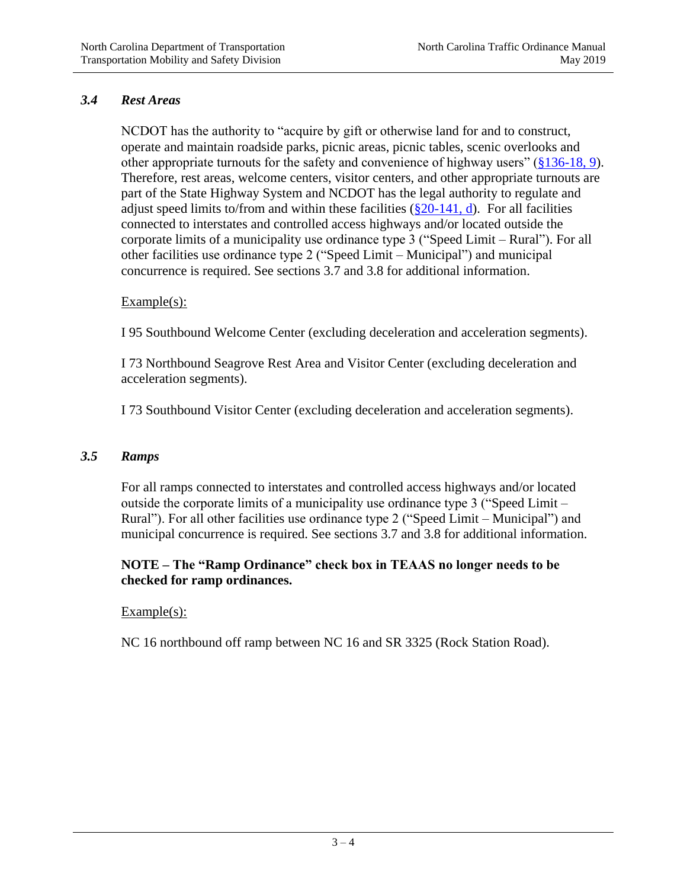### *3.4 Rest Areas*

NCDOT has the authority to "acquire by gift or otherwise land for and to construct, operate and maintain roadside parks, picnic areas, picnic tables, scenic overlooks and other appropriate turnouts for the safety and convenience of highway users" (§136-18, 9). Therefore, rest areas, welcome centers, visitor centers, and other appropriate turnouts are part of the State Highway System and NCDOT has the legal authority to regulate and adjust speed limits to/from and within these facilities (§20-141, d). For all facilities connected to interstates and controlled access highways and/or located outside the corporate limits of a municipality use ordinance type 3 ("Speed Limit – Rural"). For all other facilities use ordinance type 2 ("Speed Limit – Municipal") and municipal concurrence is required. See sections 3.7 and 3.8 for additional information.

Example(s):

I 95 Southbound Welcome Center (excluding deceleration and acceleration segments).

I 73 Northbound Seagrove Rest Area and Visitor Center (excluding deceleration and acceleration segments).

I 73 Southbound Visitor Center (excluding deceleration and acceleration segments).

### *3.5 Ramps*

For all ramps connected to interstates and controlled access highways and/or located outside the corporate limits of a municipality use ordinance type 3 ("Speed Limit – Rural"). For all other facilities use ordinance type 2 ("Speed Limit – Municipal") and municipal concurrence is required. See sections 3.7 and 3.8 for additional information.

**NOTE – The "Ramp Ordinance" check box in TEAAS no longer needs to be checked for ramp ordinances.**

Example(s):

NC 16 northbound off ramp between NC 16 and SR 3325 (Rock Station Road).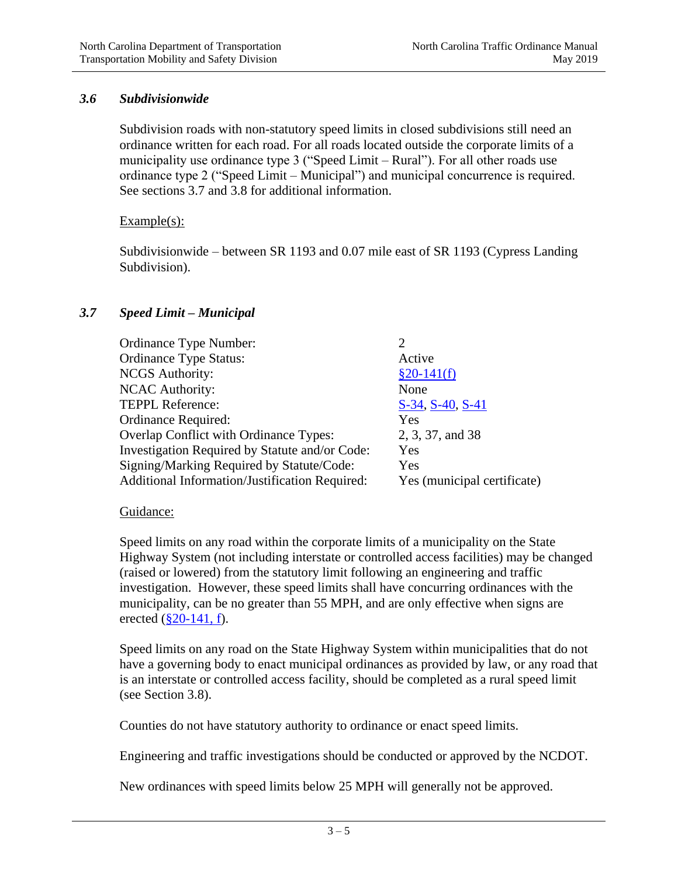### *3.6 Subdivisionwide*

Subdivision roads with non-statutory speed limits in closed subdivisions still need an ordinance written for each road. For all roads located outside the corporate limits of a municipality use ordinance type 3 ("Speed Limit – Rural"). For all other roads use ordinance type 2 ("Speed Limit – Municipal") and municipal concurrence is required. See sections 3.7 and 3.8 for additional information.

Example(s):

Subdivisionwide – between SR 1193 and 0.07 mile east of SR 1193 (Cypress Landing Subdivision).

### *3.7 Speed Limit – Municipal*

| | |
|---|---|
| Ordinance Type Number: | 2 |
| Ordinance Type Status: | Active |
| NCGS Authority: | §20-141(f) |
| NCAC Authority: | None |
| TEPPL Reference: | S-34, S-40, S-41 |
| Ordinance Required: | Yes |
| Overlap Conflict with Ordinance Types: | 2, 3, 37, and 38 |
| Investigation Required by Statute and/or Code: | Yes |
| Signing/Marking Required by Statute/Code: | Yes |
| Additional Information/Justification Required: | Yes (municipal certificate) |

Guidance:

Speed limits on any road within the corporate limits of a municipality on the State Highway System (not including interstate or controlled access facilities) may be changed (raised or lowered) from the statutory limit following an engineering and traffic investigation. However, these speed limits shall have concurring ordinances with the municipality, can be no greater than 55 MPH, and are only effective when signs are erected (§20-141, f).

Speed limits on any road on the State Highway System within municipalities that do not have a governing body to enact municipal ordinances as provided by law, or any road that is an interstate or controlled access facility, should be completed as a rural speed limit (see Section 3.8).

Counties do not have statutory authority to ordinance or enact speed limits.

Engineering and traffic investigations should be conducted or approved by the NCDOT.

New ordinances with speed limits below 25 MPH will generally not be approved.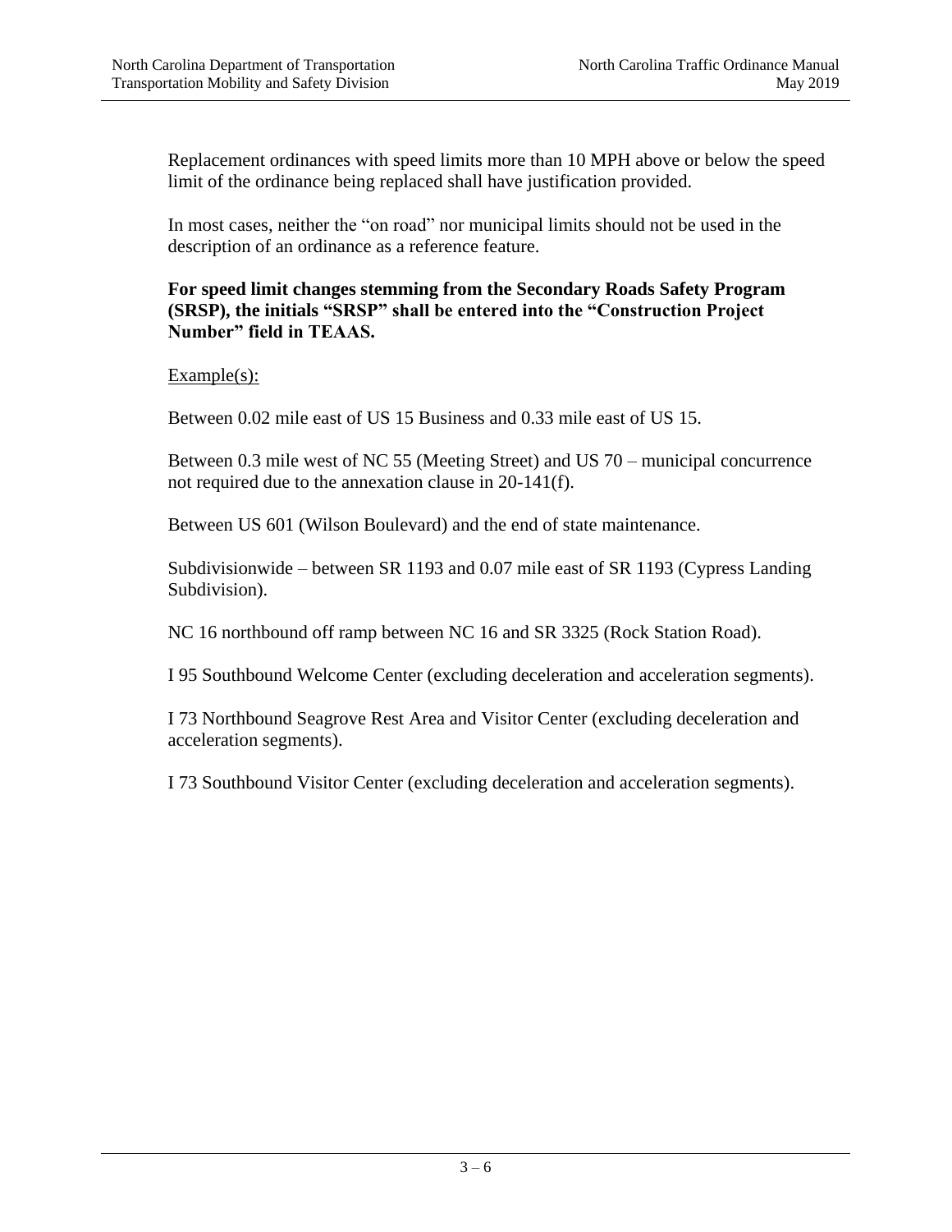Replacement ordinances with speed limits more than 10 MPH above or below the speed limit of the ordinance being replaced shall have justification provided.

In most cases, neither the "on road" nor municipal limits should not be used in the description of an ordinance as a reference feature.

**For speed limit changes stemming from the Secondary Roads Safety Program (SRSP), the initials "SRSP" shall be entered into the "Construction Project Number" field in TEAAS.**

<u>Example(s):</u>

Between 0.02 mile east of US 15 Business and 0.33 mile east of US 15.

Between 0.3 mile west of NC 55 (Meeting Street) and US 70 – municipal concurrence not required due to the annexation clause in 20-141(f).

Between US 601 (Wilson Boulevard) and the end of state maintenance.

Subdivisionwide – between SR 1193 and 0.07 mile east of SR 1193 (Cypress Landing Subdivision).

NC 16 northbound off ramp between NC 16 and SR 3325 (Rock Station Road).

I 95 Southbound Welcome Center (excluding deceleration and acceleration segments).

I 73 Northbound Seagrove Rest Area and Visitor Center (excluding deceleration and acceleration segments).

I 73 Southbound Visitor Center (excluding deceleration and acceleration segments).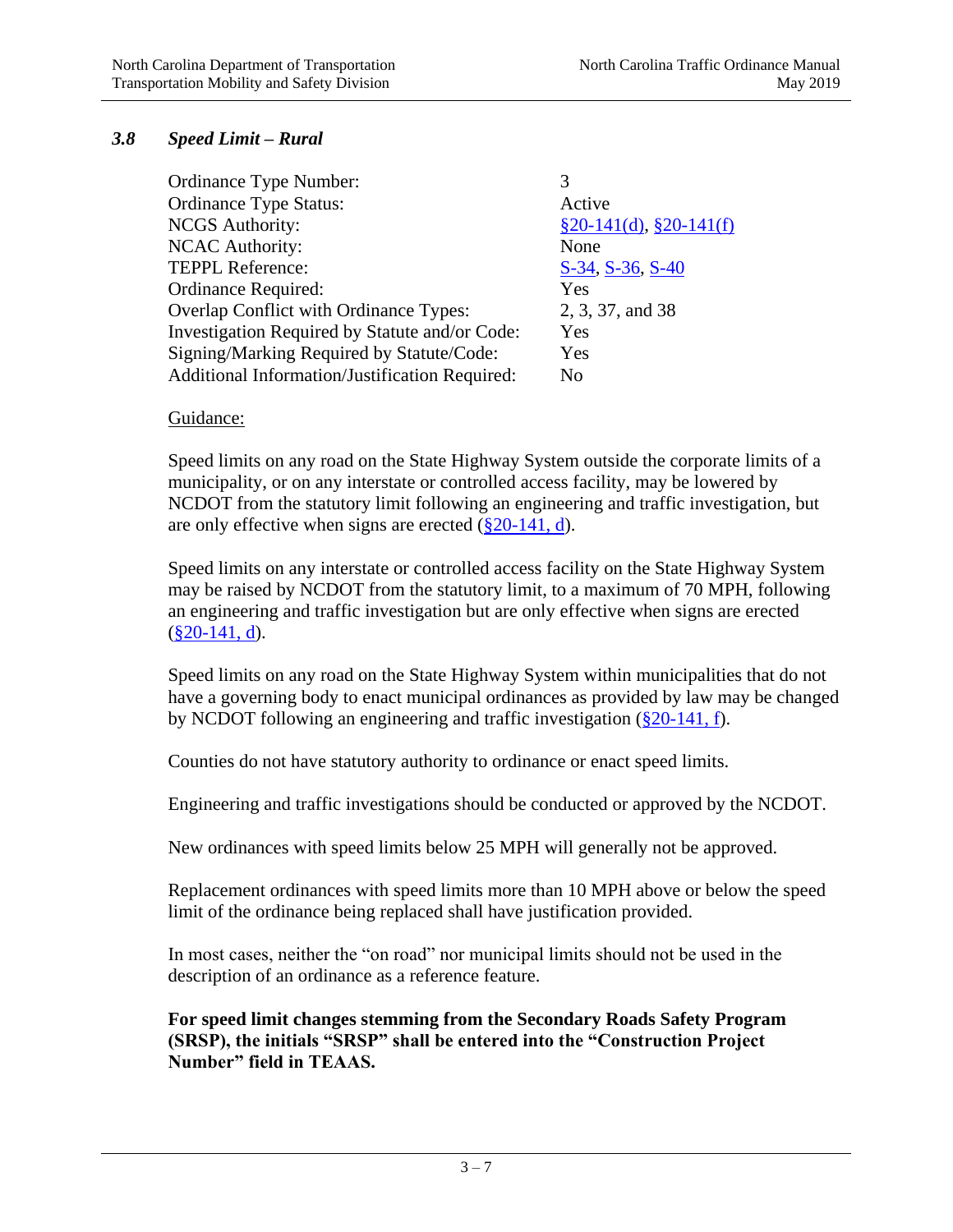### *3.8 Speed Limit – Rural*

| | |
|---|---|
| Ordinance Type Number: | 3 |
| Ordinance Type Status: | Active |
| NCGS Authority: | §20-141(d), §20-141(f) |
| NCAC Authority: | None |
| TEPPL Reference: | S-34, S-36, S-40 |
| Ordinance Required: | Yes |
| Overlap Conflict with Ordinance Types: | 2, 3, 37, and 38 |
| Investigation Required by Statute and/or Code: | Yes |
| Signing/Marking Required by Statute/Code: | Yes |
| Additional Information/Justification Required: | No |

Guidance:

Speed limits on any road on the State Highway System outside the corporate limits of a municipality, or on any interstate or controlled access facility, may be lowered by NCDOT from the statutory limit following an engineering and traffic investigation, but are only effective when signs are erected (§20-141, d).

Speed limits on any interstate or controlled access facility on the State Highway System may be raised by NCDOT from the statutory limit, to a maximum of 70 MPH, following an engineering and traffic investigation but are only effective when signs are erected (§20-141, d).

Speed limits on any road on the State Highway System within municipalities that do not have a governing body to enact municipal ordinances as provided by law may be changed by NCDOT following an engineering and traffic investigation (§20-141, f).

Counties do not have statutory authority to ordinance or enact speed limits.

Engineering and traffic investigations should be conducted or approved by the NCDOT.

New ordinances with speed limits below 25 MPH will generally not be approved.

Replacement ordinances with speed limits more than 10 MPH above or below the speed limit of the ordinance being replaced shall have justification provided.

In most cases, neither the "on road" nor municipal limits should not be used in the description of an ordinance as a reference feature.

**For speed limit changes stemming from the Secondary Roads Safety Program (SRSP), the initials "SRSP" shall be entered into the "Construction Project Number" field in TEAAS.**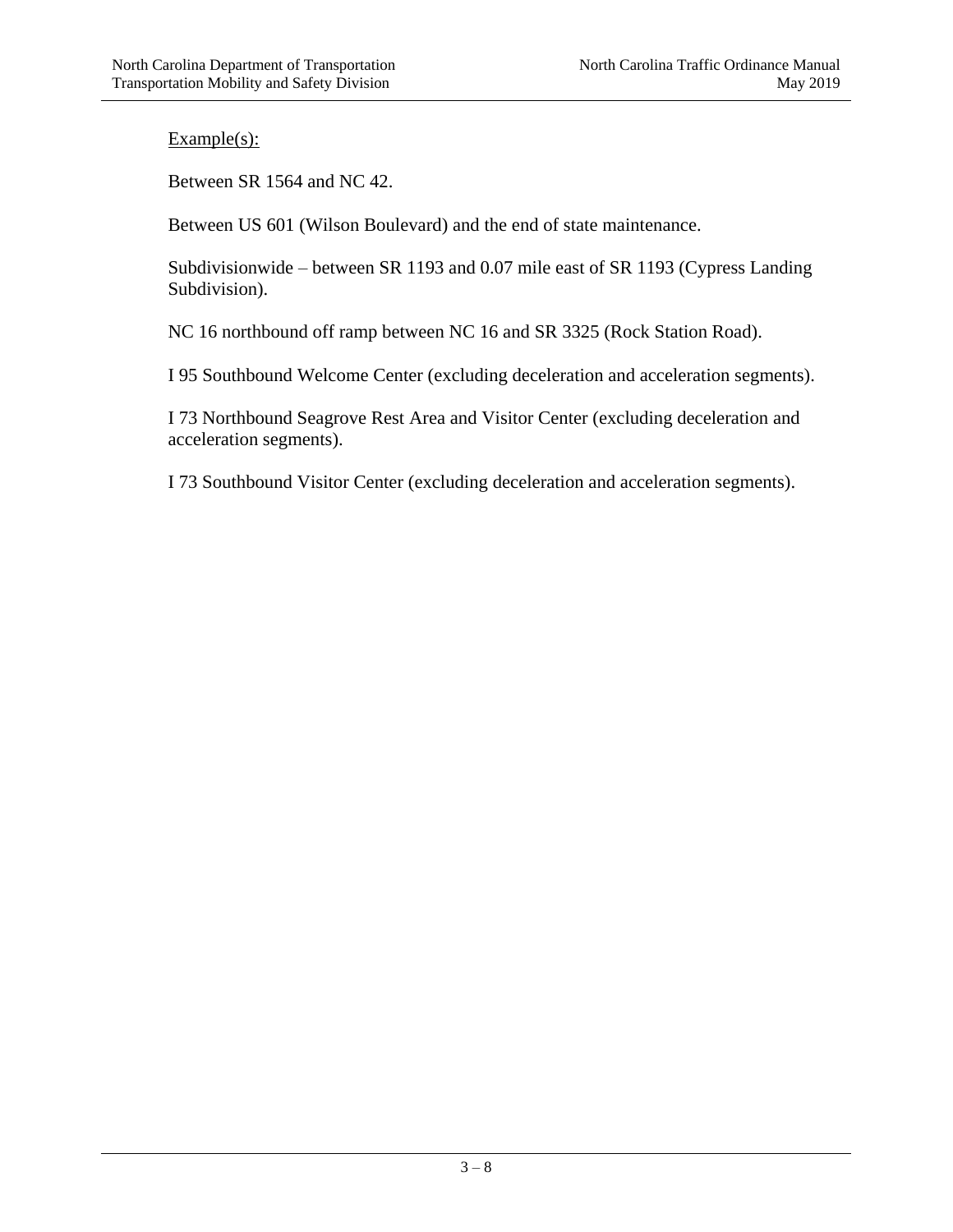Example(s):

Between SR 1564 and NC 42.

Between US 601 (Wilson Boulevard) and the end of state maintenance.

Subdivisionwide – between SR 1193 and 0.07 mile east of SR 1193 (Cypress Landing Subdivision).

NC 16 northbound off ramp between NC 16 and SR 3325 (Rock Station Road).

I 95 Southbound Welcome Center (excluding deceleration and acceleration segments).

I 73 Northbound Seagrove Rest Area and Visitor Center (excluding deceleration and acceleration segments).

I 73 Southbound Visitor Center (excluding deceleration and acceleration segments).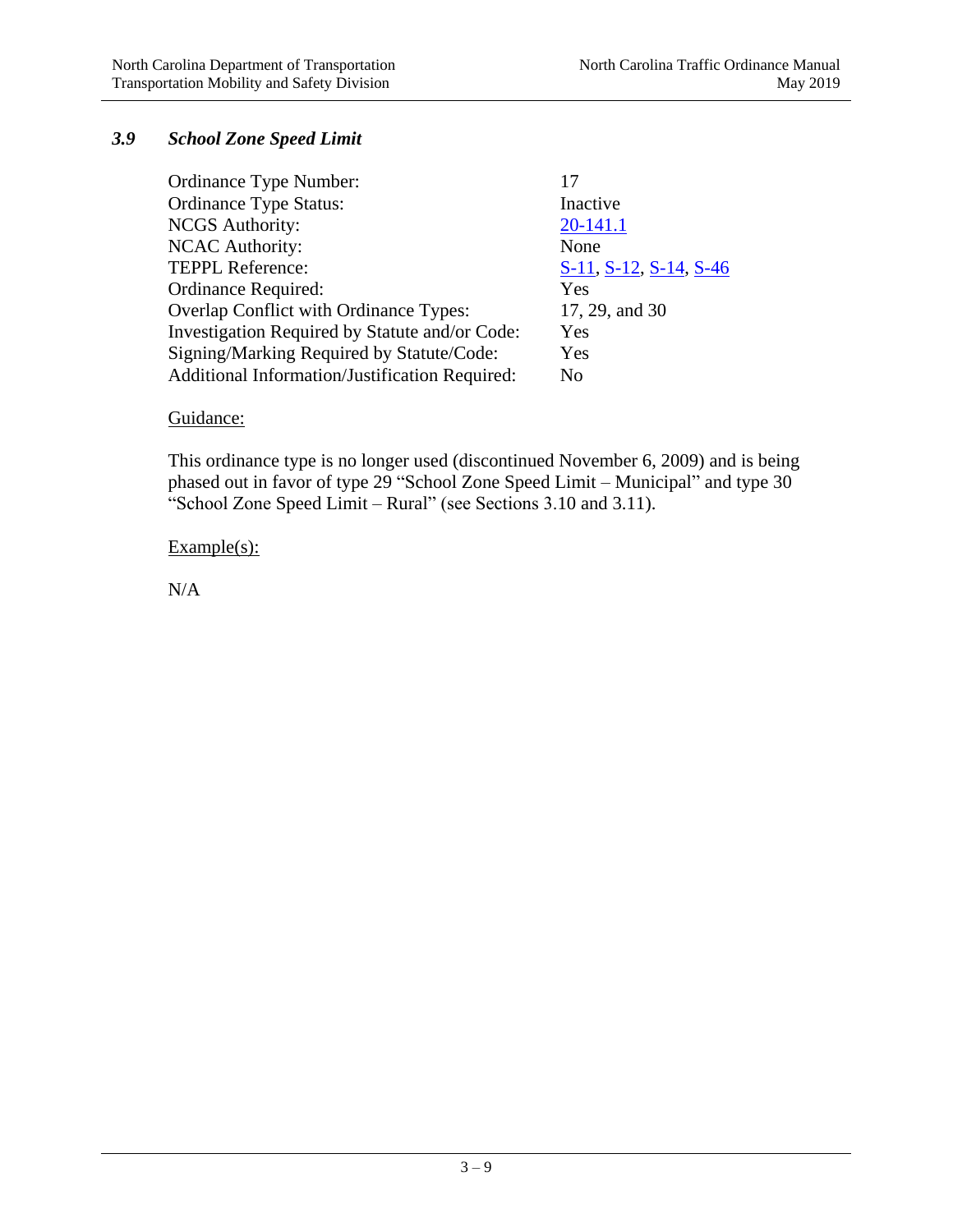### *3.9 School Zone Speed Limit*

| | |
|---|---|
| Ordinance Type Number: | 17 |
| Ordinance Type Status: | Inactive |
| NCGS Authority: | 20-141.1 |
| NCAC Authority: | None |
| TEPPL Reference: | S-11, S-12, S-14, S-46 |
| Ordinance Required: | Yes |
| Overlap Conflict with Ordinance Types: | 17, 29, and 30 |
| Investigation Required by Statute and/or Code: | Yes |
| Signing/Marking Required by Statute/Code: | Yes |
| Additional Information/Justification Required: | No |

Guidance:

This ordinance type is no longer used (discontinued November 6, 2009) and is being phased out in favor of type 29 "School Zone Speed Limit – Municipal" and type 30 "School Zone Speed Limit – Rural" (see Sections 3.10 and 3.11).

Example(s):

N/A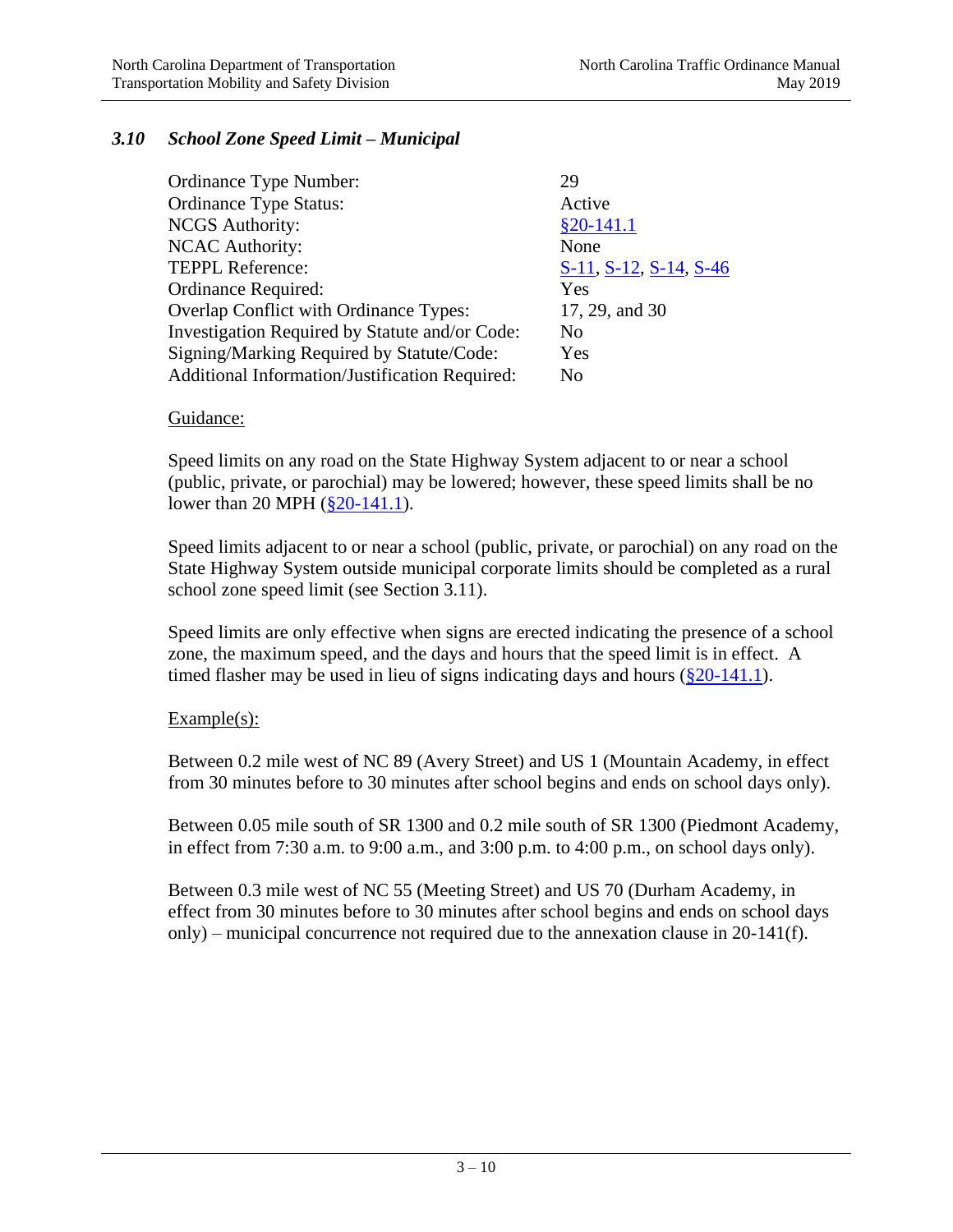### *3.10 School Zone Speed Limit – Municipal*

| | |
|---|---|
| Ordinance Type Number: | 29 |
| Ordinance Type Status: | Active |
| NCGS Authority: | §20-141.1 |
| NCAC Authority: | None |
| TEPPL Reference: | S-11, S-12, S-14, S-46 |
| Ordinance Required: | Yes |
| Overlap Conflict with Ordinance Types: | 17, 29, and 30 |
| Investigation Required by Statute and/or Code: | No |
| Signing/Marking Required by Statute/Code: | Yes |
| Additional Information/Justification Required: | No |

Guidance:

Speed limits on any road on the State Highway System adjacent to or near a school (public, private, or parochial) may be lowered; however, these speed limits shall be no lower than 20 MPH (§20-141.1).

Speed limits adjacent to or near a school (public, private, or parochial) on any road on the State Highway System outside municipal corporate limits should be completed as a rural school zone speed limit (see Section 3.11).

Speed limits are only effective when signs are erected indicating the presence of a school zone, the maximum speed, and the days and hours that the speed limit is in effect. A timed flasher may be used in lieu of signs indicating days and hours (§20-141.1).

Example(s):

Between 0.2 mile west of NC 89 (Avery Street) and US 1 (Mountain Academy, in effect from 30 minutes before to 30 minutes after school begins and ends on school days only).

Between 0.05 mile south of SR 1300 and 0.2 mile south of SR 1300 (Piedmont Academy, in effect from 7:30 a.m. to 9:00 a.m., and 3:00 p.m. to 4:00 p.m., on school days only).

Between 0.3 mile west of NC 55 (Meeting Street) and US 70 (Durham Academy, in effect from 30 minutes before to 30 minutes after school begins and ends on school days only) – municipal concurrence not required due to the annexation clause in 20-141(f).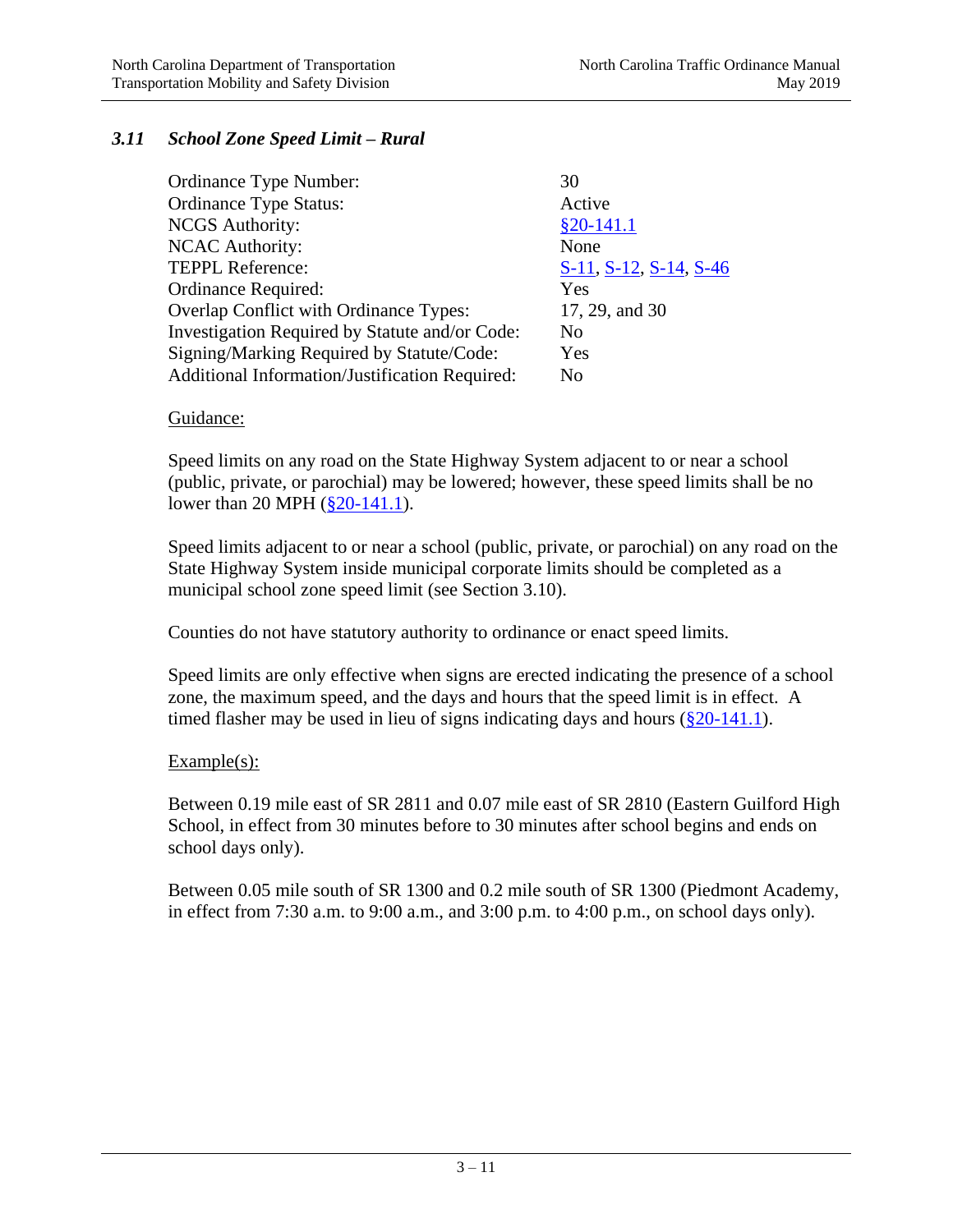### *3.11 School Zone Speed Limit – Rural*

| | |
|---|---|
| Ordinance Type Number: | 30 |
| Ordinance Type Status: | Active |
| NCGS Authority: | §20-141.1 |
| NCAC Authority: | None |
| TEPPL Reference: | S-11, S-12, S-14, S-46 |
| Ordinance Required: | Yes |
| Overlap Conflict with Ordinance Types: | 17, 29, and 30 |
| Investigation Required by Statute and/or Code: | No |
| Signing/Marking Required by Statute/Code: | Yes |
| Additional Information/Justification Required: | No |

Guidance:

Speed limits on any road on the State Highway System adjacent to or near a school (public, private, or parochial) may be lowered; however, these speed limits shall be no lower than 20 MPH (§20-141.1).

Speed limits adjacent to or near a school (public, private, or parochial) on any road on the State Highway System inside municipal corporate limits should be completed as a municipal school zone speed limit (see Section 3.10).

Counties do not have statutory authority to ordinance or enact speed limits.

Speed limits are only effective when signs are erected indicating the presence of a school zone, the maximum speed, and the days and hours that the speed limit is in effect. A timed flasher may be used in lieu of signs indicating days and hours (§20-141.1).

Example(s):

Between 0.19 mile east of SR 2811 and 0.07 mile east of SR 2810 (Eastern Guilford High School, in effect from 30 minutes before to 30 minutes after school begins and ends on school days only).

Between 0.05 mile south of SR 1300 and 0.2 mile south of SR 1300 (Piedmont Academy, in effect from 7:30 a.m. to 9:00 a.m., and 3:00 p.m. to 4:00 p.m., on school days only).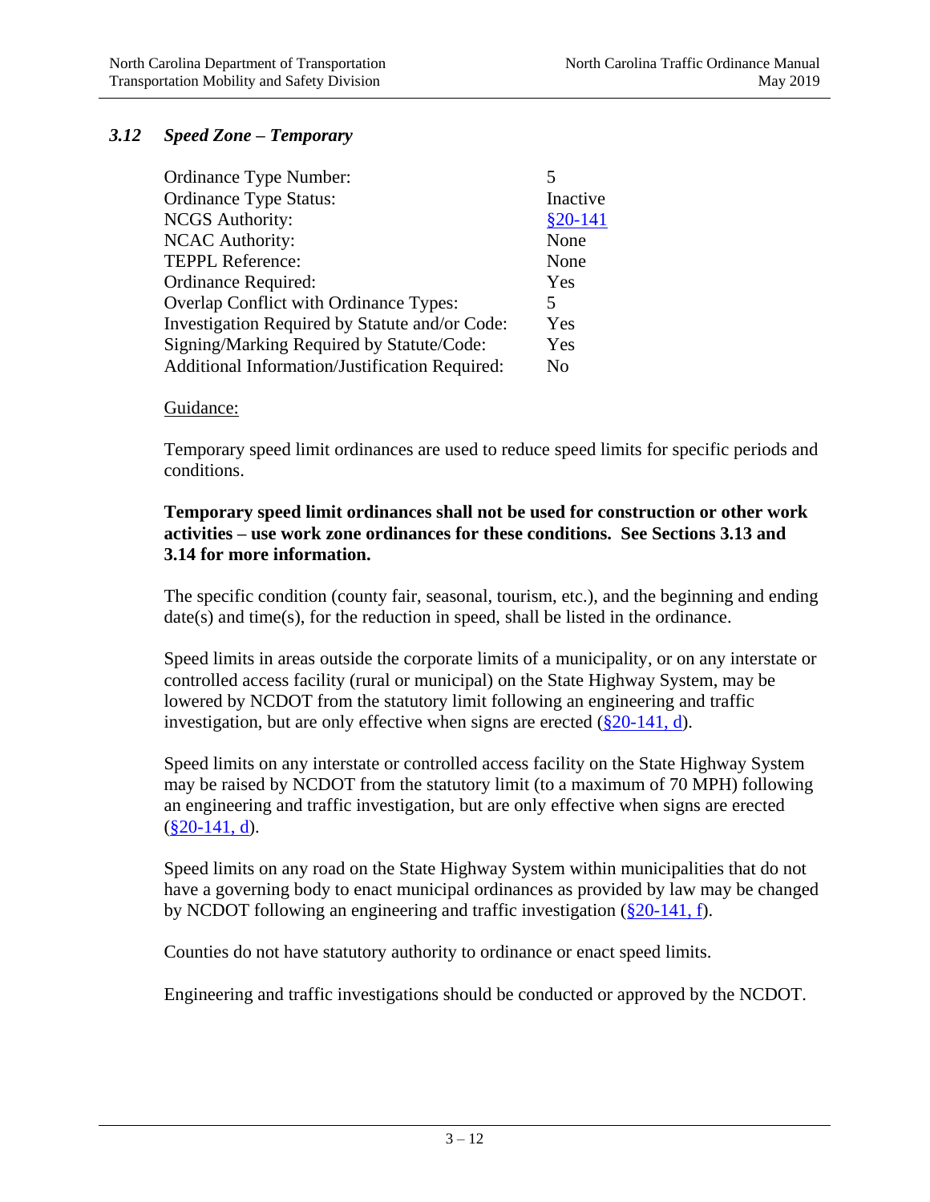### *3.12 Speed Zone – Temporary*

| | |
|---|---|
| Ordinance Type Number: | 5 |
| Ordinance Type Status: | Inactive |
| NCGS Authority: | §20-141 |
| NCAC Authority: | None |
| TEPPL Reference: | None |
| Ordinance Required: | Yes |
| Overlap Conflict with Ordinance Types: | 5 |
| Investigation Required by Statute and/or Code: | Yes |
| Signing/Marking Required by Statute/Code: | Yes |
| Additional Information/Justification Required: | No |

Guidance:

Temporary speed limit ordinances are used to reduce speed limits for specific periods and conditions.

**Temporary speed limit ordinances shall not be used for construction or other work activities – use work zone ordinances for these conditions. See Sections 3.13 and 3.14 for more information.**

The specific condition (county fair, seasonal, tourism, etc.), and the beginning and ending date(s) and time(s), for the reduction in speed, shall be listed in the ordinance.

Speed limits in areas outside the corporate limits of a municipality, or on any interstate or controlled access facility (rural or municipal) on the State Highway System, may be lowered by NCDOT from the statutory limit following an engineering and traffic investigation, but are only effective when signs are erected (§20-141, d).

Speed limits on any interstate or controlled access facility on the State Highway System may be raised by NCDOT from the statutory limit (to a maximum of 70 MPH) following an engineering and traffic investigation, but are only effective when signs are erected (§20-141, d).

Speed limits on any road on the State Highway System within municipalities that do not have a governing body to enact municipal ordinances as provided by law may be changed by NCDOT following an engineering and traffic investigation (§20-141, f).

Counties do not have statutory authority to ordinance or enact speed limits.

Engineering and traffic investigations should be conducted or approved by the NCDOT.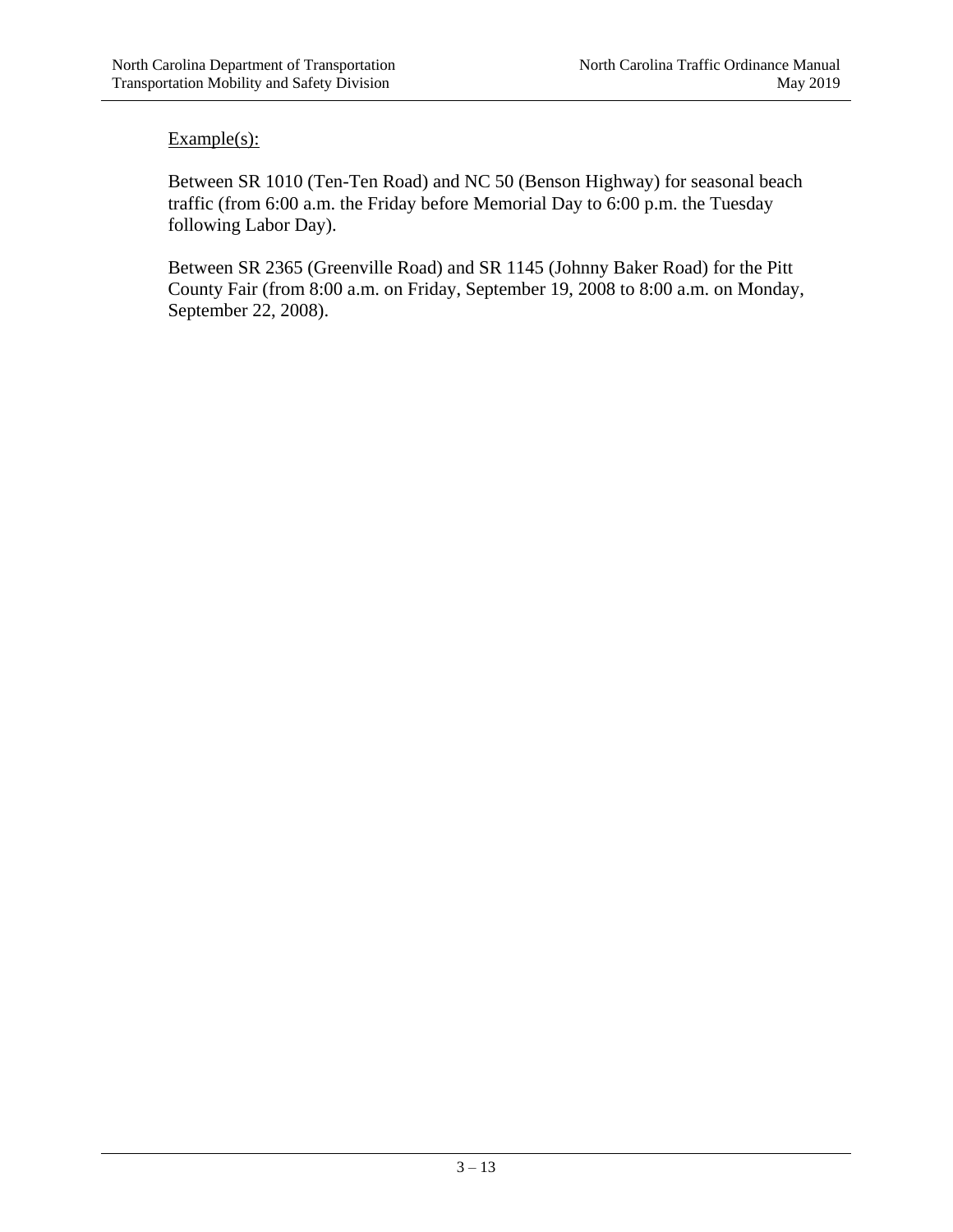Example(s):

Between SR 1010 (Ten-Ten Road) and NC 50 (Benson Highway) for seasonal beach traffic (from 6:00 a.m. the Friday before Memorial Day to 6:00 p.m. the Tuesday following Labor Day).

Between SR 2365 (Greenville Road) and SR 1145 (Johnny Baker Road) for the Pitt County Fair (from 8:00 a.m. on Friday, September 19, 2008 to 8:00 a.m. on Monday, September 22, 2008).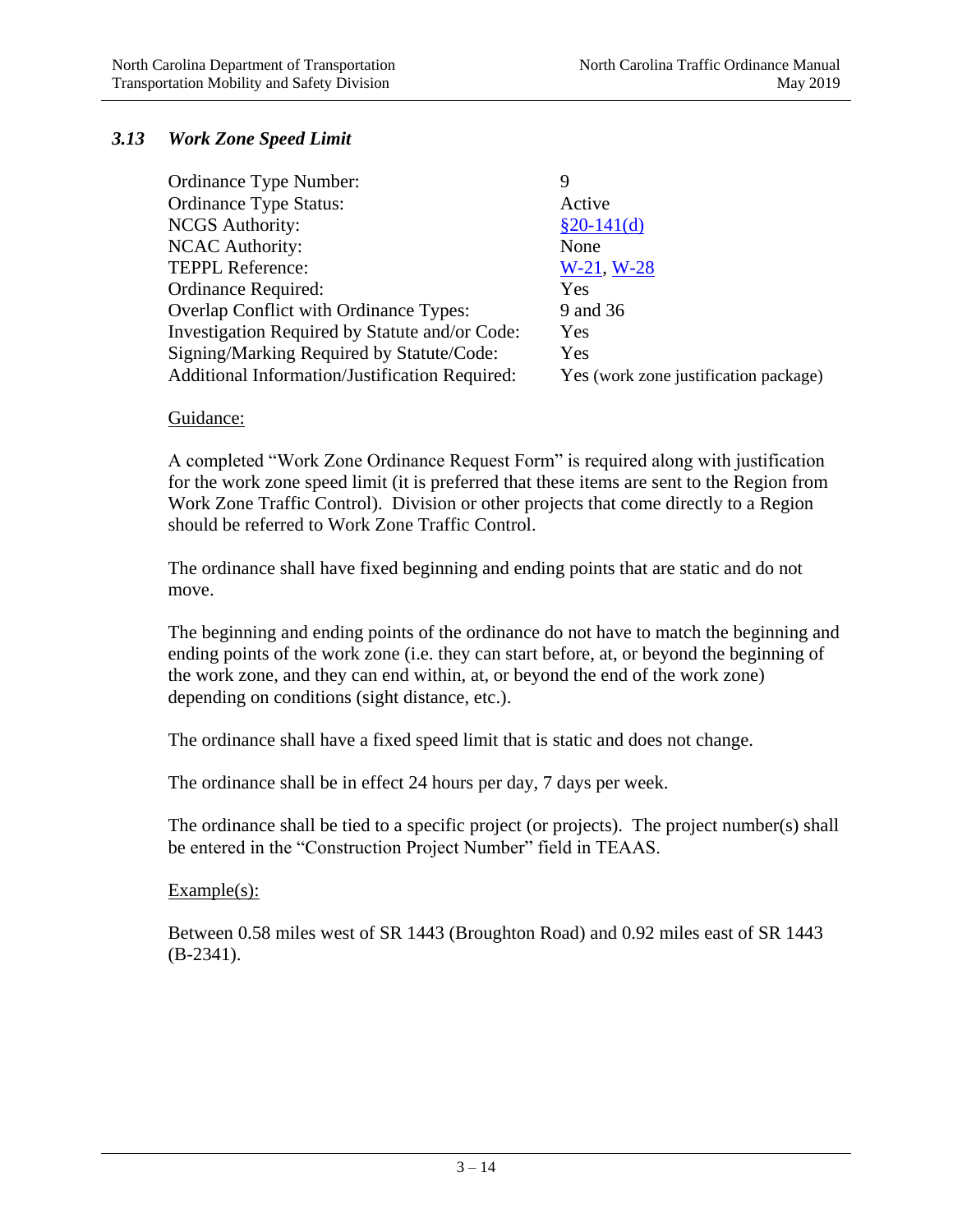### *3.13 Work Zone Speed Limit*

| | |
|---|---|
| Ordinance Type Number: | 9 |
| Ordinance Type Status: | Active |
| NCGS Authority: | §20-141(d) |
| NCAC Authority: | None |
| TEPPL Reference: | W-21, W-28 |
| Ordinance Required: | Yes |
| Overlap Conflict with Ordinance Types: | 9 and 36 |
| Investigation Required by Statute and/or Code: | Yes |
| Signing/Marking Required by Statute/Code: | Yes |
| Additional Information/Justification Required: | Yes (work zone justification package) |

Guidance:

A completed "Work Zone Ordinance Request Form" is required along with justification for the work zone speed limit (it is preferred that these items are sent to the Region from Work Zone Traffic Control). Division or other projects that come directly to a Region should be referred to Work Zone Traffic Control.

The ordinance shall have fixed beginning and ending points that are static and do not move.

The beginning and ending points of the ordinance do not have to match the beginning and ending points of the work zone (i.e. they can start before, at, or beyond the beginning of the work zone, and they can end within, at, or beyond the end of the work zone) depending on conditions (sight distance, etc.).

The ordinance shall have a fixed speed limit that is static and does not change.

The ordinance shall be in effect 24 hours per day, 7 days per week.

The ordinance shall be tied to a specific project (or projects). The project number(s) shall be entered in the "Construction Project Number" field in TEAAS.

Example(s):

Between 0.58 miles west of SR 1443 (Broughton Road) and 0.92 miles east of SR 1443 (B-2341).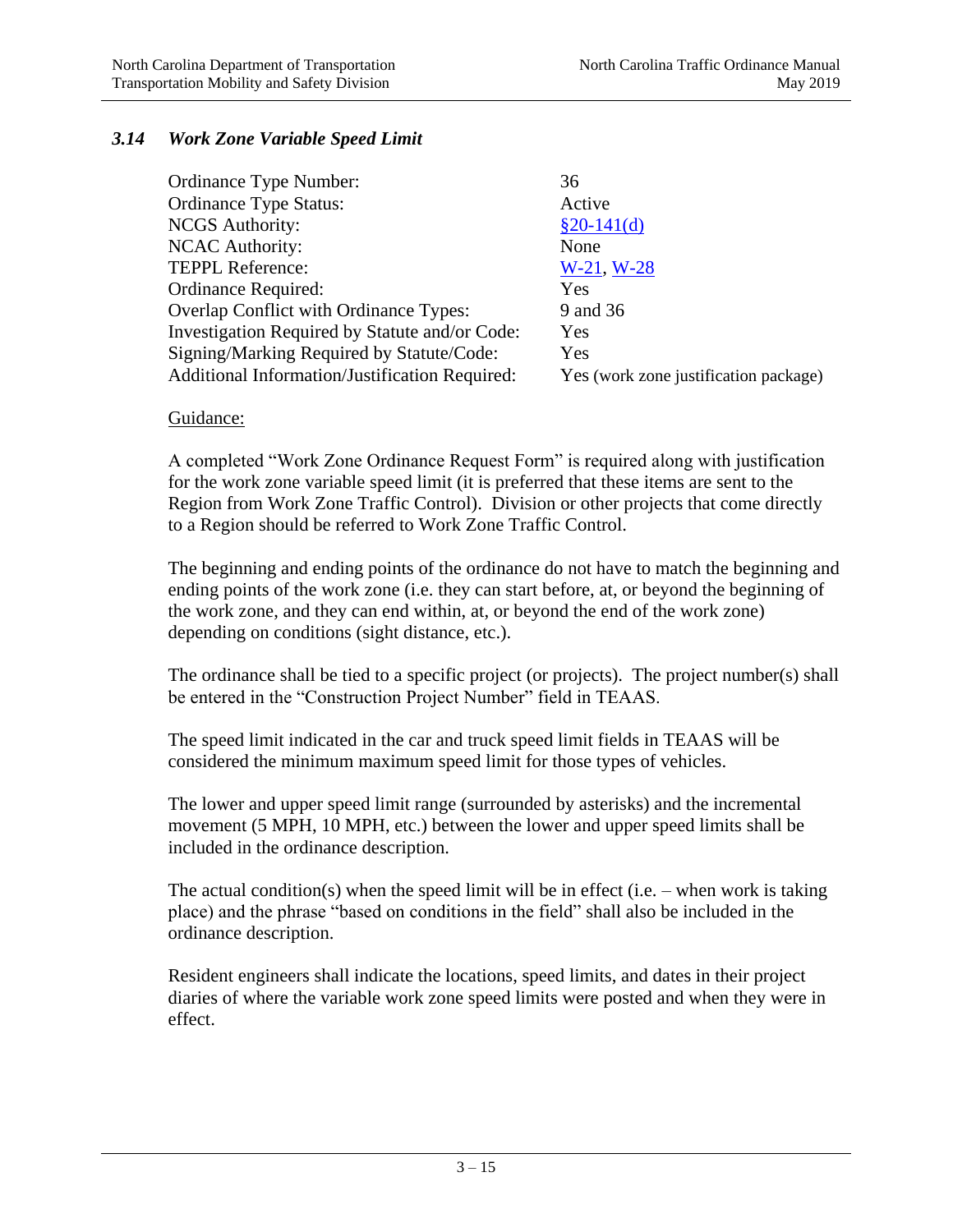### *3.14 Work Zone Variable Speed Limit*

| | |
|---|---|
| Ordinance Type Number: | 36 |
| Ordinance Type Status: | Active |
| NCGS Authority: | §20-141(d) |
| NCAC Authority: | None |
| TEPPL Reference: | W-21, W-28 |
| Ordinance Required: | Yes |
| Overlap Conflict with Ordinance Types: | 9 and 36 |
| Investigation Required by Statute and/or Code: | Yes |
| Signing/Marking Required by Statute/Code: | Yes |
| Additional Information/Justification Required: | Yes (work zone justification package) |

Guidance:

A completed "Work Zone Ordinance Request Form" is required along with justification for the work zone variable speed limit (it is preferred that these items are sent to the Region from Work Zone Traffic Control). Division or other projects that come directly to a Region should be referred to Work Zone Traffic Control.

The beginning and ending points of the ordinance do not have to match the beginning and ending points of the work zone (i.e. they can start before, at, or beyond the beginning of the work zone, and they can end within, at, or beyond the end of the work zone) depending on conditions (sight distance, etc.).

The ordinance shall be tied to a specific project (or projects). The project number(s) shall be entered in the "Construction Project Number" field in TEAAS.

The speed limit indicated in the car and truck speed limit fields in TEAAS will be considered the minimum maximum speed limit for those types of vehicles.

The lower and upper speed limit range (surrounded by asterisks) and the incremental movement (5 MPH, 10 MPH, etc.) between the lower and upper speed limits shall be included in the ordinance description.

The actual condition(s) when the speed limit will be in effect (i.e. – when work is taking place) and the phrase "based on conditions in the field" shall also be included in the ordinance description.

Resident engineers shall indicate the locations, speed limits, and dates in their project diaries of where the variable work zone speed limits were posted and when they were in effect.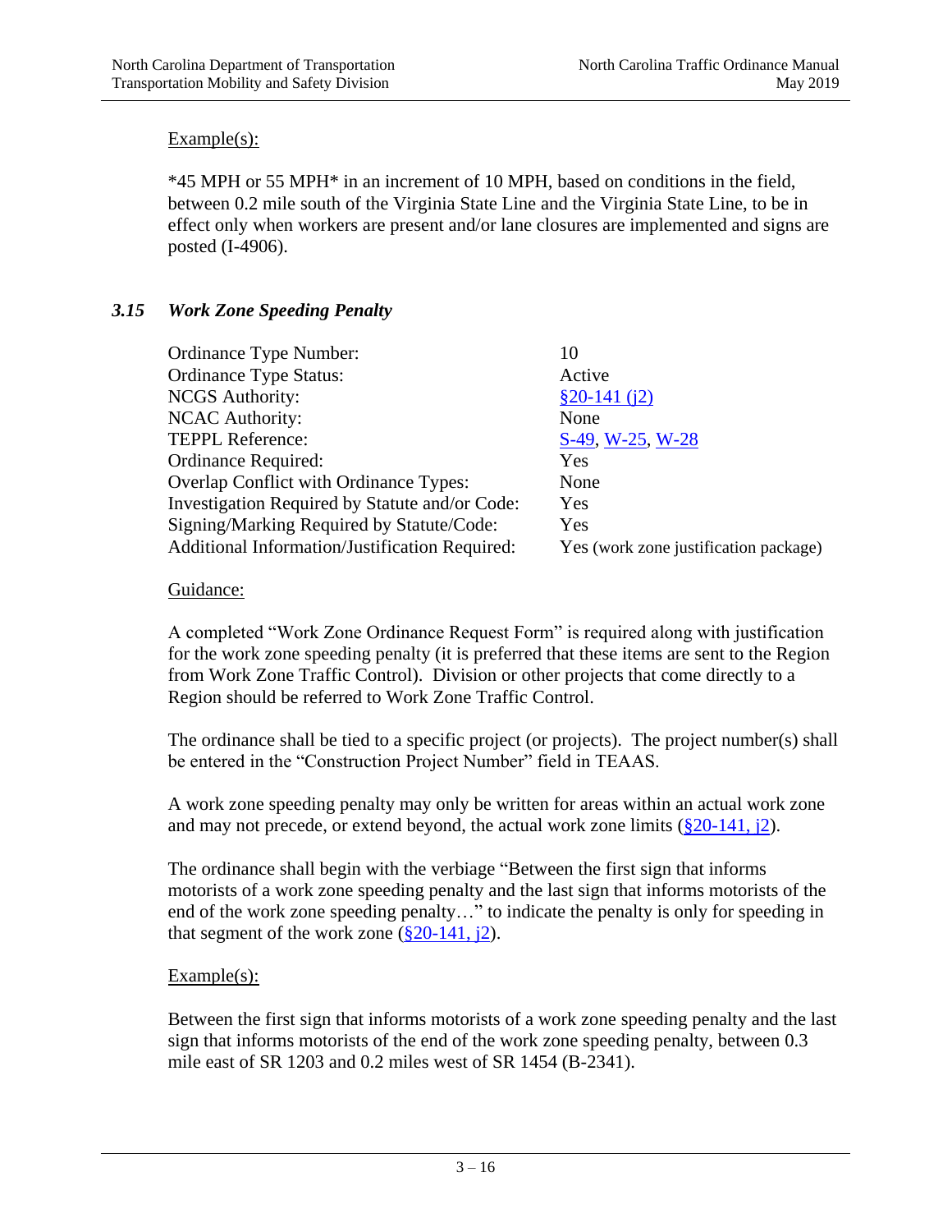Example(s):

*45 MPH or 55 MPH* in an increment of 10 MPH, based on conditions in the field, between 0.2 mile south of the Virginia State Line and the Virginia State Line, to be in effect only when workers are present and/or lane closures are implemented and signs are posted (I-4906).

### *3.15 Work Zone Speeding Penalty*

| | |
|---|---|
| Ordinance Type Number: | 10 |
| Ordinance Type Status: | Active |
| NCGS Authority: | §20-141 (j2) |
| NCAC Authority: | None |
| TEPPL Reference: | S-49, W-25, W-28 |
| Ordinance Required: | Yes |
| Overlap Conflict with Ordinance Types: | None |
| Investigation Required by Statute and/or Code: | Yes |
| Signing/Marking Required by Statute/Code: | Yes |
| Additional Information/Justification Required: | Yes (work zone justification package) |

Guidance:

A completed "Work Zone Ordinance Request Form" is required along with justification for the work zone speeding penalty (it is preferred that these items are sent to the Region from Work Zone Traffic Control). Division or other projects that come directly to a Region should be referred to Work Zone Traffic Control.

The ordinance shall be tied to a specific project (or projects). The project number(s) shall be entered in the "Construction Project Number" field in TEAAS.

A work zone speeding penalty may only be written for areas within an actual work zone and may not precede, or extend beyond, the actual work zone limits (§20-141, j2).

The ordinance shall begin with the verbiage "Between the first sign that informs motorists of a work zone speeding penalty and the last sign that informs motorists of the end of the work zone speeding penalty…" to indicate the penalty is only for speeding in that segment of the work zone (§20-141, j2).

Example(s):

Between the first sign that informs motorists of a work zone speeding penalty and the last sign that informs motorists of the end of the work zone speeding penalty, between 0.3 mile east of SR 1203 and 0.2 miles west of SR 1454 (B-2341).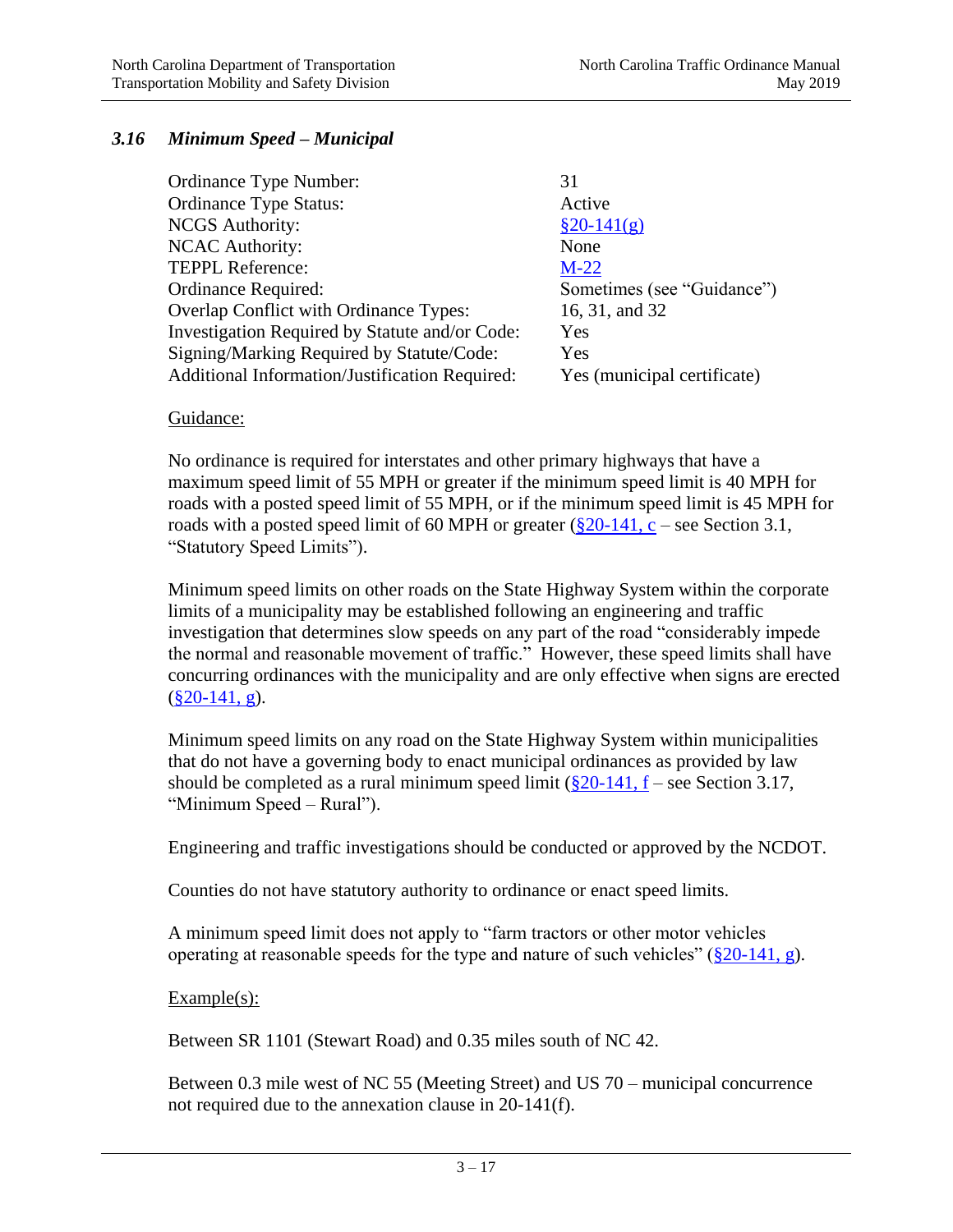### *3.16 Minimum Speed – Municipal*

| | |
|---|---|
| Ordinance Type Number: | 31 |
| Ordinance Type Status: | Active |
| NCGS Authority: | §20-141(g) |
| NCAC Authority: | None |
| TEPPL Reference: | M-22 |
| Ordinance Required: | Sometimes (see "Guidance") |
| Overlap Conflict with Ordinance Types: | 16, 31, and 32 |
| Investigation Required by Statute and/or Code: | Yes |
| Signing/Marking Required by Statute/Code: | Yes |
| Additional Information/Justification Required: | Yes (municipal certificate) |

Guidance:

No ordinance is required for interstates and other primary highways that have a maximum speed limit of 55 MPH or greater if the minimum speed limit is 40 MPH for roads with a posted speed limit of 55 MPH, or if the minimum speed limit is 45 MPH for roads with a posted speed limit of 60 MPH or greater (§20-141, c – see Section 3.1, "Statutory Speed Limits").

Minimum speed limits on other roads on the State Highway System within the corporate limits of a municipality may be established following an engineering and traffic investigation that determines slow speeds on any part of the road "considerably impede the normal and reasonable movement of traffic." However, these speed limits shall have concurring ordinances with the municipality and are only effective when signs are erected (§20-141, g).

Minimum speed limits on any road on the State Highway System within municipalities that do not have a governing body to enact municipal ordinances as provided by law should be completed as a rural minimum speed limit (§20-141, f – see Section 3.17, "Minimum Speed – Rural").

Engineering and traffic investigations should be conducted or approved by the NCDOT.

Counties do not have statutory authority to ordinance or enact speed limits.

A minimum speed limit does not apply to "farm tractors or other motor vehicles operating at reasonable speeds for the type and nature of such vehicles" (§20-141, g).

Example(s):

Between SR 1101 (Stewart Road) and 0.35 miles south of NC 42.

Between 0.3 mile west of NC 55 (Meeting Street) and US 70 – municipal concurrence not required due to the annexation clause in 20-141(f).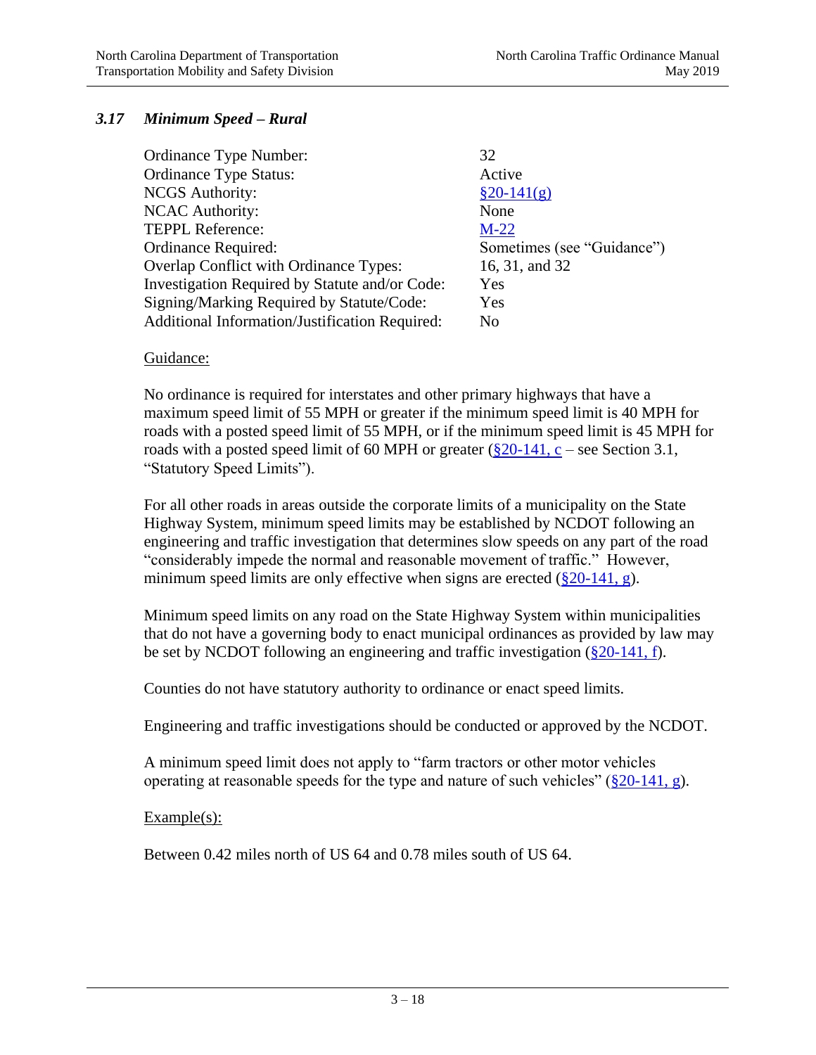### *3.17 Minimum Speed – Rural*

| | |
|---|---|
| Ordinance Type Number: | 32 |
| Ordinance Type Status: | Active |
| NCGS Authority: | §20-141(g) |
| NCAC Authority: | None |
| TEPPL Reference: | M-22 |
| Ordinance Required: | Sometimes (see "Guidance") |
| Overlap Conflict with Ordinance Types: | 16, 31, and 32 |
| Investigation Required by Statute and/or Code: | Yes |
| Signing/Marking Required by Statute/Code: | Yes |
| Additional Information/Justification Required: | No |

Guidance:

No ordinance is required for interstates and other primary highways that have a maximum speed limit of 55 MPH or greater if the minimum speed limit is 40 MPH for roads with a posted speed limit of 55 MPH, or if the minimum speed limit is 45 MPH for roads with a posted speed limit of 60 MPH or greater (§20-141, c – see Section 3.1, "Statutory Speed Limits").

For all other roads in areas outside the corporate limits of a municipality on the State Highway System, minimum speed limits may be established by NCDOT following an engineering and traffic investigation that determines slow speeds on any part of the road "considerably impede the normal and reasonable movement of traffic." However, minimum speed limits are only effective when signs are erected (§20-141, g).

Minimum speed limits on any road on the State Highway System within municipalities that do not have a governing body to enact municipal ordinances as provided by law may be set by NCDOT following an engineering and traffic investigation (§20-141, f).

Counties do not have statutory authority to ordinance or enact speed limits.

Engineering and traffic investigations should be conducted or approved by the NCDOT.

A minimum speed limit does not apply to "farm tractors or other motor vehicles operating at reasonable speeds for the type and nature of such vehicles" (§20-141, g).

Example(s):

Between 0.42 miles north of US 64 and 0.78 miles south of US 64.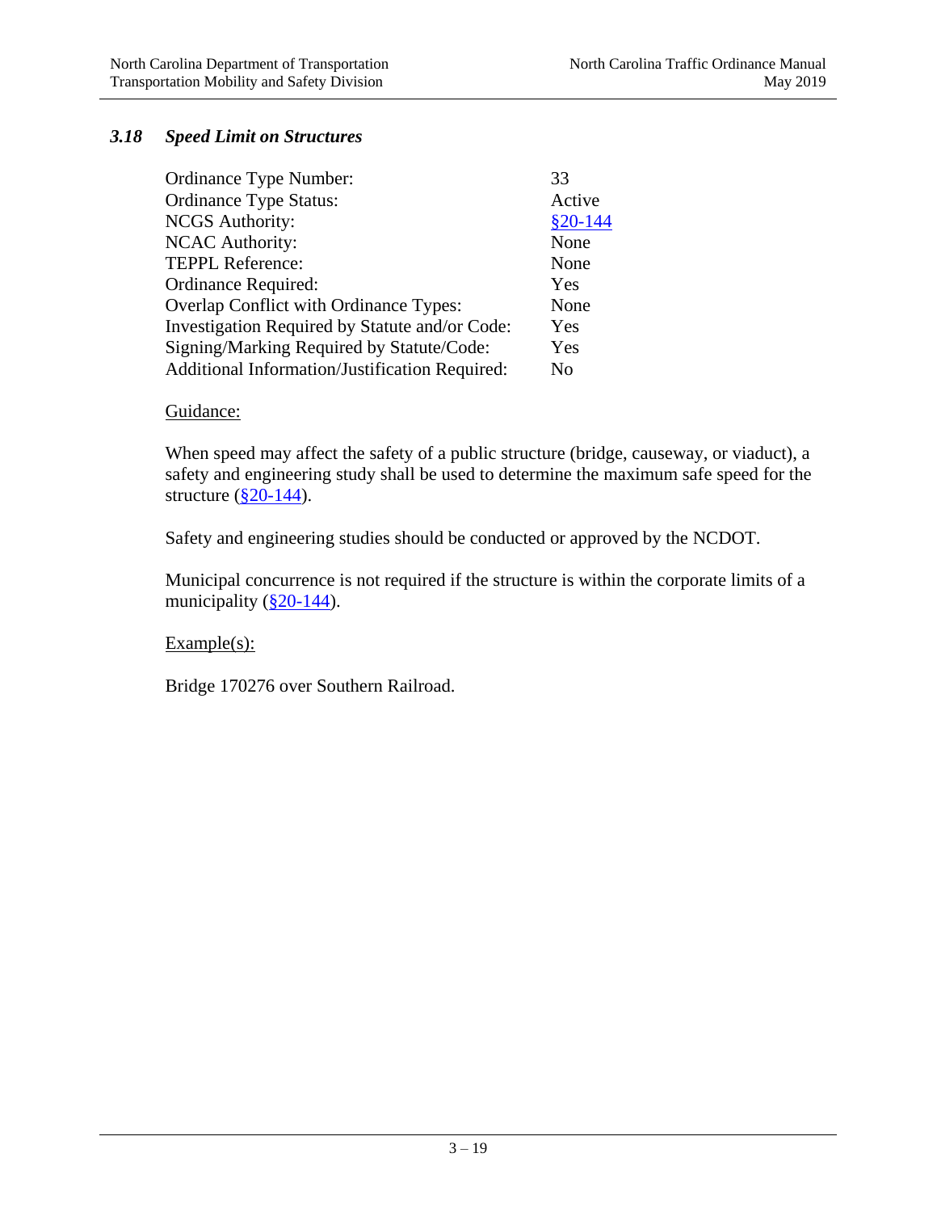### *3.18 Speed Limit on Structures*

| | |
|---|---|
| Ordinance Type Number: | 33 |
| Ordinance Type Status: | Active |
| NCGS Authority: | §20-144 |
| NCAC Authority: | None |
| TEPPL Reference: | None |
| Ordinance Required: | Yes |
| Overlap Conflict with Ordinance Types: | None |
| Investigation Required by Statute and/or Code: | Yes |
| Signing/Marking Required by Statute/Code: | Yes |
| Additional Information/Justification Required: | No |

Guidance:

When speed may affect the safety of a public structure (bridge, causeway, or viaduct), a safety and engineering study shall be used to determine the maximum safe speed for the structure (§20-144).

Safety and engineering studies should be conducted or approved by the NCDOT.

Municipal concurrence is not required if the structure is within the corporate limits of a municipality (§20-144).

Example(s):

Bridge 170276 over Southern Railroad.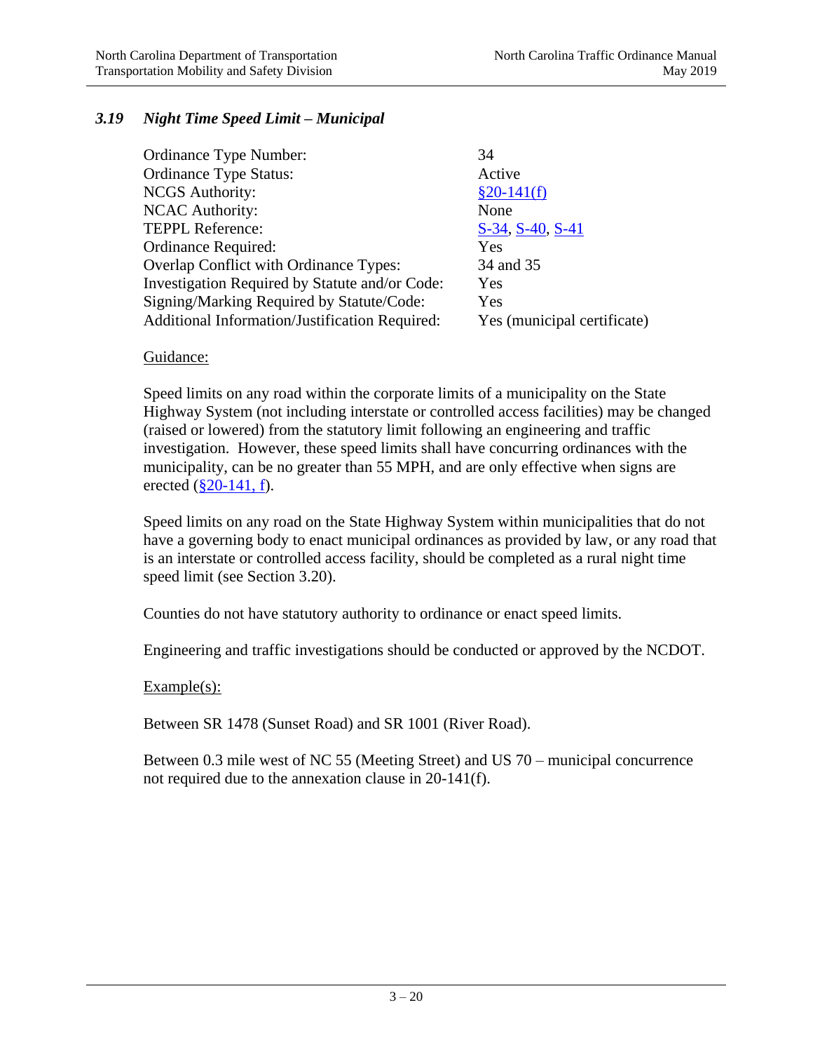### *3.19 Night Time Speed Limit – Municipal*

| | |
|---|---|
| Ordinance Type Number: | 34 |
| Ordinance Type Status: | Active |
| NCGS Authority: | §20-141(f) |
| NCAC Authority: | None |
| TEPPL Reference: | S-34, S-40, S-41 |
| Ordinance Required: | Yes |
| Overlap Conflict with Ordinance Types: | 34 and 35 |
| Investigation Required by Statute and/or Code: | Yes |
| Signing/Marking Required by Statute/Code: | Yes |
| Additional Information/Justification Required: | Yes (municipal certificate) |

Guidance:

Speed limits on any road within the corporate limits of a municipality on the State Highway System (not including interstate or controlled access facilities) may be changed (raised or lowered) from the statutory limit following an engineering and traffic investigation. However, these speed limits shall have concurring ordinances with the municipality, can be no greater than 55 MPH, and are only effective when signs are erected (§20-141, f).

Speed limits on any road on the State Highway System within municipalities that do not have a governing body to enact municipal ordinances as provided by law, or any road that is an interstate or controlled access facility, should be completed as a rural night time speed limit (see Section 3.20).

Counties do not have statutory authority to ordinance or enact speed limits.

Engineering and traffic investigations should be conducted or approved by the NCDOT.

Example(s):

Between SR 1478 (Sunset Road) and SR 1001 (River Road).

Between 0.3 mile west of NC 55 (Meeting Street) and US 70 – municipal concurrence not required due to the annexation clause in 20-141(f).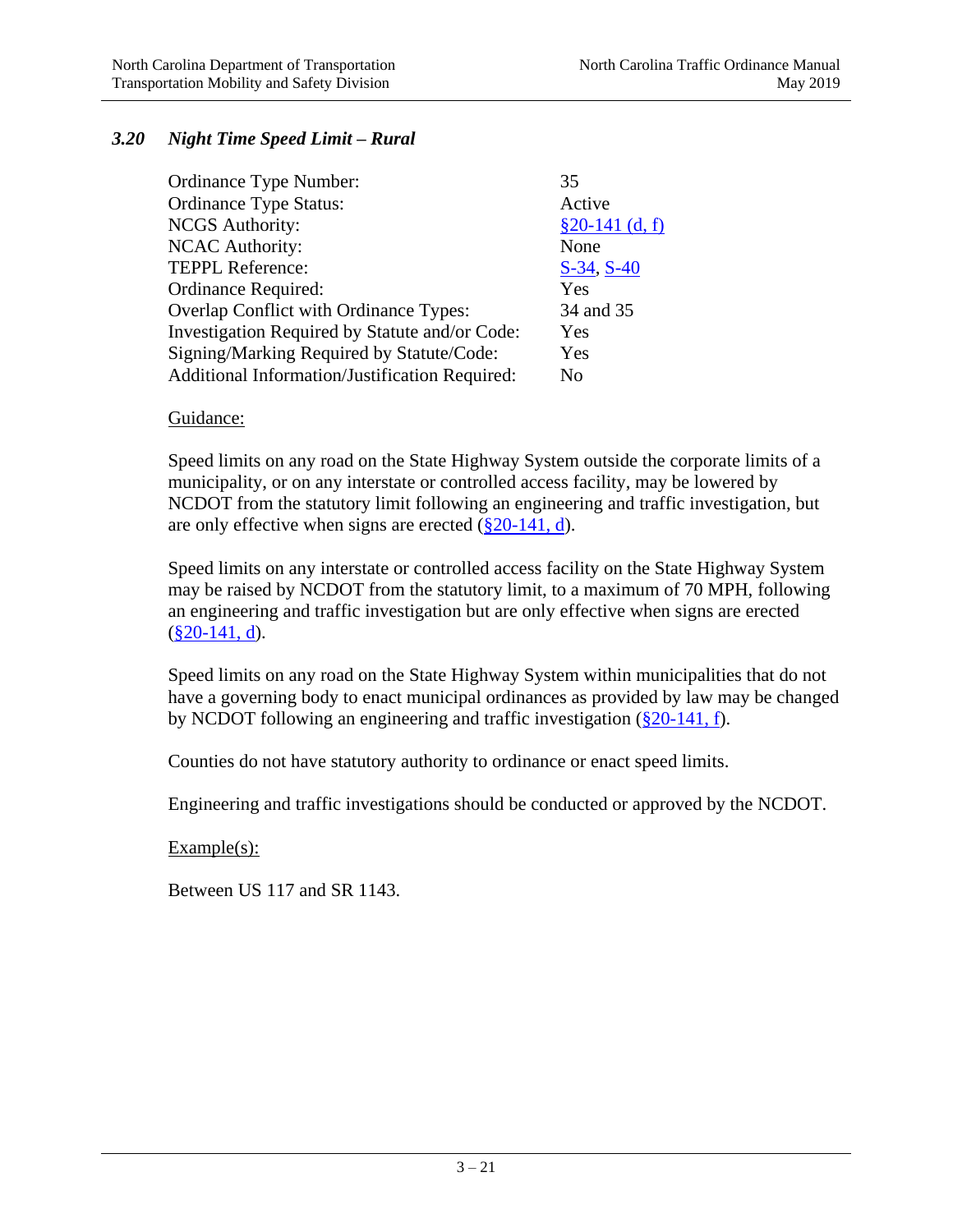### *3.20 Night Time Speed Limit – Rural*

| | |
|---|---|
| Ordinance Type Number: | 35 |
| Ordinance Type Status: | Active |
| NCGS Authority: | §20-141 (d, f) |
| NCAC Authority: | None |
| TEPPL Reference: | S-34, S-40 |
| Ordinance Required: | Yes |
| Overlap Conflict with Ordinance Types: | 34 and 35 |
| Investigation Required by Statute and/or Code: | Yes |
| Signing/Marking Required by Statute/Code: | Yes |
| Additional Information/Justification Required: | No |

Guidance:

Speed limits on any road on the State Highway System outside the corporate limits of a municipality, or on any interstate or controlled access facility, may be lowered by NCDOT from the statutory limit following an engineering and traffic investigation, but are only effective when signs are erected (§20-141, d).

Speed limits on any interstate or controlled access facility on the State Highway System may be raised by NCDOT from the statutory limit, to a maximum of 70 MPH, following an engineering and traffic investigation but are only effective when signs are erected (§20-141, d).

Speed limits on any road on the State Highway System within municipalities that do not have a governing body to enact municipal ordinances as provided by law may be changed by NCDOT following an engineering and traffic investigation (§20-141, f).

Counties do not have statutory authority to ordinance or enact speed limits.

Engineering and traffic investigations should be conducted or approved by the NCDOT.

Example(s):

Between US 117 and SR 1143.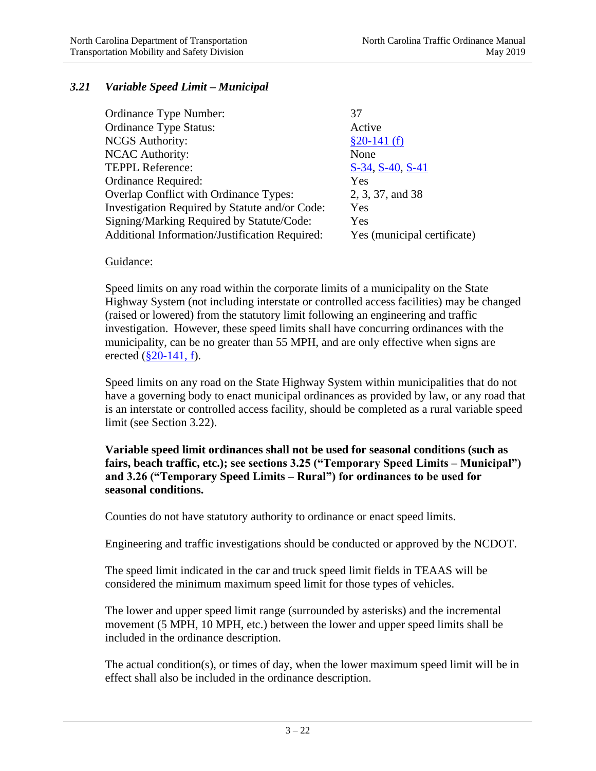### *3.21 Variable Speed Limit – Municipal*

| | |
|---|---|
| Ordinance Type Number: | 37 |
| Ordinance Type Status: | Active |
| NCGS Authority: | §20-141 (f) |
| NCAC Authority: | None |
| TEPPL Reference: | S-34, S-40, S-41 |
| Ordinance Required: | Yes |
| Overlap Conflict with Ordinance Types: | 2, 3, 37, and 38 |
| Investigation Required by Statute and/or Code: | Yes |
| Signing/Marking Required by Statute/Code: | Yes |
| Additional Information/Justification Required: | Yes (municipal certificate) |

Guidance:

Speed limits on any road within the corporate limits of a municipality on the State Highway System (not including interstate or controlled access facilities) may be changed (raised or lowered) from the statutory limit following an engineering and traffic investigation. However, these speed limits shall have concurring ordinances with the municipality, can be no greater than 55 MPH, and are only effective when signs are erected (§20-141, f).

Speed limits on any road on the State Highway System within municipalities that do not have a governing body to enact municipal ordinances as provided by law, or any road that is an interstate or controlled access facility, should be completed as a rural variable speed limit (see Section 3.22).

**Variable speed limit ordinances shall not be used for seasonal conditions (such as fairs, beach traffic, etc.); see sections 3.25 ("Temporary Speed Limits – Municipal") and 3.26 ("Temporary Speed Limits – Rural") for ordinances to be used for seasonal conditions.**

Counties do not have statutory authority to ordinance or enact speed limits.

Engineering and traffic investigations should be conducted or approved by the NCDOT.

The speed limit indicated in the car and truck speed limit fields in TEAAS will be considered the minimum maximum speed limit for those types of vehicles.

The lower and upper speed limit range (surrounded by asterisks) and the incremental movement (5 MPH, 10 MPH, etc.) between the lower and upper speed limits shall be included in the ordinance description.

The actual condition(s), or times of day, when the lower maximum speed limit will be in effect shall also be included in the ordinance description.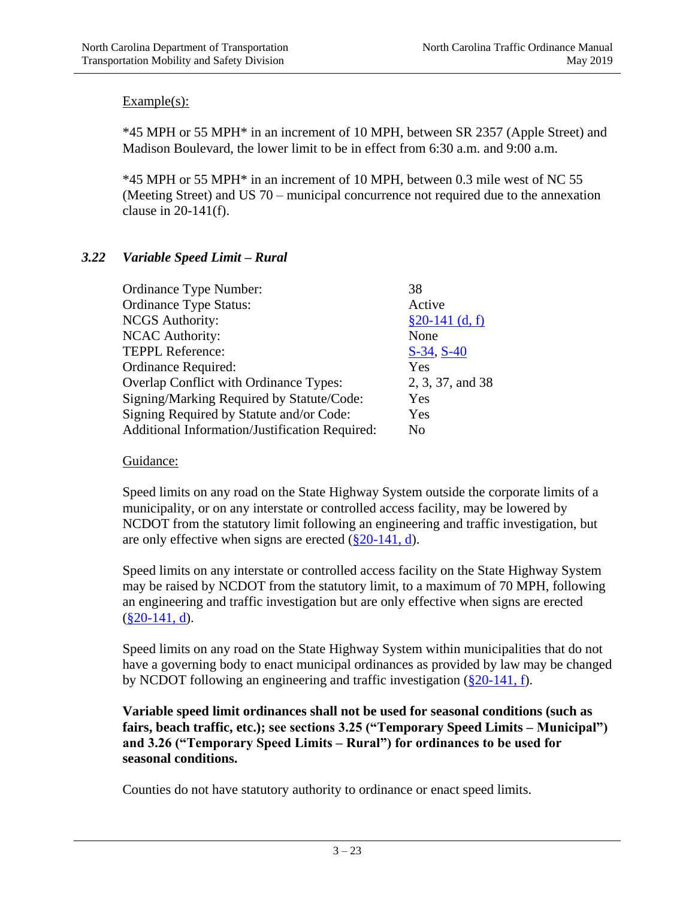Example(s):

*45 MPH or 55 MPH* in an increment of 10 MPH, between SR 2357 (Apple Street) and Madison Boulevard, the lower limit to be in effect from 6:30 a.m. and 9:00 a.m.

*45 MPH or 55 MPH* in an increment of 10 MPH, between 0.3 mile west of NC 55 (Meeting Street) and US 70 – municipal concurrence not required due to the annexation clause in 20-141(f).

### *3.22 Variable Speed Limit – Rural*

| | |
|---|---|
| Ordinance Type Number: | 38 |
| Ordinance Type Status: | Active |
| NCGS Authority: | §20-141 (d, f) |
| NCAC Authority: | None |
| TEPPL Reference: | S-34, S-40 |
| Ordinance Required: | Yes |
| Overlap Conflict with Ordinance Types: | 2, 3, 37, and 38 |
| Signing/Marking Required by Statute/Code: | Yes |
| Signing Required by Statute and/or Code: | Yes |
| Additional Information/Justification Required: | No |

Guidance:

Speed limits on any road on the State Highway System outside the corporate limits of a municipality, or on any interstate or controlled access facility, may be lowered by NCDOT from the statutory limit following an engineering and traffic investigation, but are only effective when signs are erected (§20-141, d).

Speed limits on any interstate or controlled access facility on the State Highway System may be raised by NCDOT from the statutory limit, to a maximum of 70 MPH, following an engineering and traffic investigation but are only effective when signs are erected (§20-141, d).

Speed limits on any road on the State Highway System within municipalities that do not have a governing body to enact municipal ordinances as provided by law may be changed by NCDOT following an engineering and traffic investigation (§20-141, f).

**Variable speed limit ordinances shall not be used for seasonal conditions (such as fairs, beach traffic, etc.); see sections 3.25 ("Temporary Speed Limits – Municipal") and 3.26 ("Temporary Speed Limits – Rural") for ordinances to be used for seasonal conditions.**

Counties do not have statutory authority to ordinance or enact speed limits.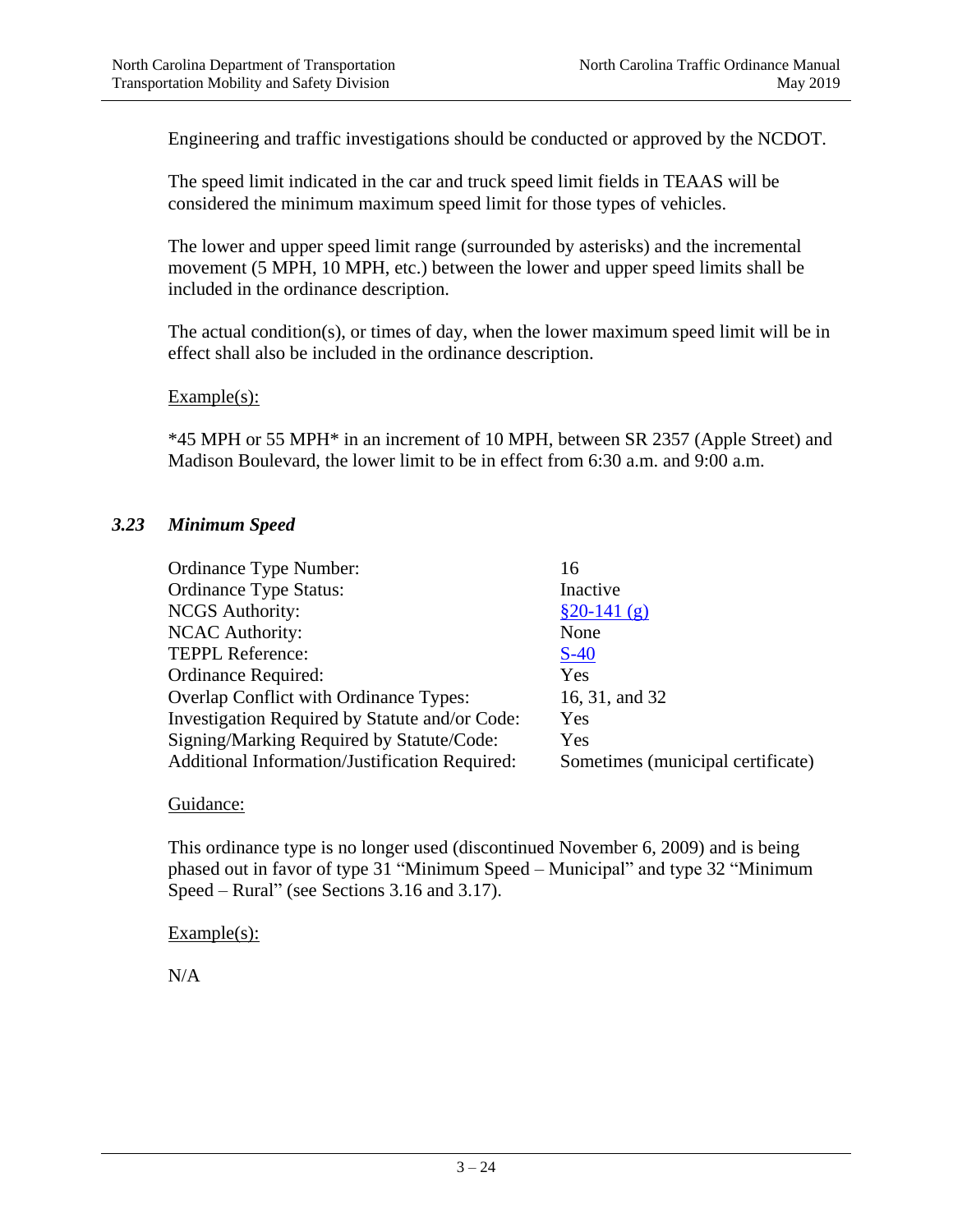Engineering and traffic investigations should be conducted or approved by the NCDOT.

The speed limit indicated in the car and truck speed limit fields in TEAAS will be considered the minimum maximum speed limit for those types of vehicles.

The lower and upper speed limit range (surrounded by asterisks) and the incremental movement (5 MPH, 10 MPH, etc.) between the lower and upper speed limits shall be included in the ordinance description.

The actual condition(s), or times of day, when the lower maximum speed limit will be in effect shall also be included in the ordinance description.

Example(s):

*45 MPH or 55 MPH* in an increment of 10 MPH, between SR 2357 (Apple Street) and Madison Boulevard, the lower limit to be in effect from 6:30 a.m. and 9:00 a.m.

### *3.23 Minimum Speed*

| | |
|---|---|
| Ordinance Type Number: | 16 |
| Ordinance Type Status: | Inactive |
| NCGS Authority: | §20-141 (g) |
| NCAC Authority: | None |
| TEPPL Reference: | S-40 |
| Ordinance Required: | Yes |
| Overlap Conflict with Ordinance Types: | 16, 31, and 32 |
| Investigation Required by Statute and/or Code: | Yes |
| Signing/Marking Required by Statute/Code: | Yes |
| Additional Information/Justification Required: | Sometimes (municipal certificate) |

Guidance:

This ordinance type is no longer used (discontinued November 6, 2009) and is being phased out in favor of type 31 “Minimum Speed – Municipal” and type 32 “Minimum Speed – Rural” (see Sections 3.16 and 3.17).

Example(s):

N/A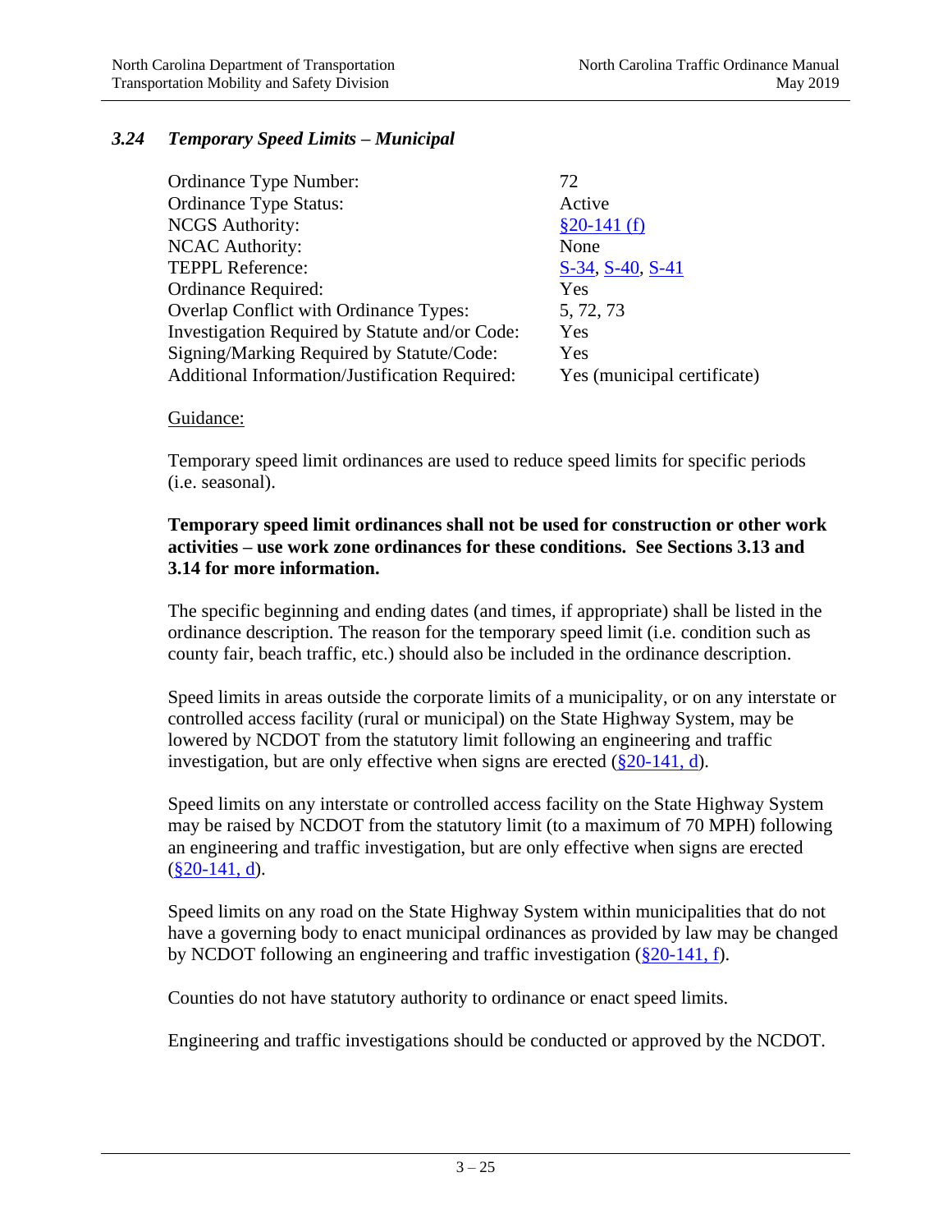### *3.24 Temporary Speed Limits – Municipal*

| | |
|---|---|
| Ordinance Type Number: | 72 |
| Ordinance Type Status: | Active |
| NCGS Authority: | §20-141 (f) |
| NCAC Authority: | None |
| TEPPL Reference: | S-34, S-40, S-41 |
| Ordinance Required: | Yes |
| Overlap Conflict with Ordinance Types: | 5, 72, 73 |
| Investigation Required by Statute and/or Code: | Yes |
| Signing/Marking Required by Statute/Code: | Yes |
| Additional Information/Justification Required: | Yes (municipal certificate) |

Guidance:

Temporary speed limit ordinances are used to reduce speed limits for specific periods (i.e. seasonal).

**Temporary speed limit ordinances shall not be used for construction or other work activities – use work zone ordinances for these conditions. See Sections 3.13 and 3.14 for more information.**

The specific beginning and ending dates (and times, if appropriate) shall be listed in the ordinance description. The reason for the temporary speed limit (i.e. condition such as county fair, beach traffic, etc.) should also be included in the ordinance description.

Speed limits in areas outside the corporate limits of a municipality, or on any interstate or controlled access facility (rural or municipal) on the State Highway System, may be lowered by NCDOT from the statutory limit following an engineering and traffic investigation, but are only effective when signs are erected (§20-141, d).

Speed limits on any interstate or controlled access facility on the State Highway System may be raised by NCDOT from the statutory limit (to a maximum of 70 MPH) following an engineering and traffic investigation, but are only effective when signs are erected (§20-141, d).

Speed limits on any road on the State Highway System within municipalities that do not have a governing body to enact municipal ordinances as provided by law may be changed by NCDOT following an engineering and traffic investigation (§20-141, f).

Counties do not have statutory authority to ordinance or enact speed limits.

Engineering and traffic investigations should be conducted or approved by the NCDOT.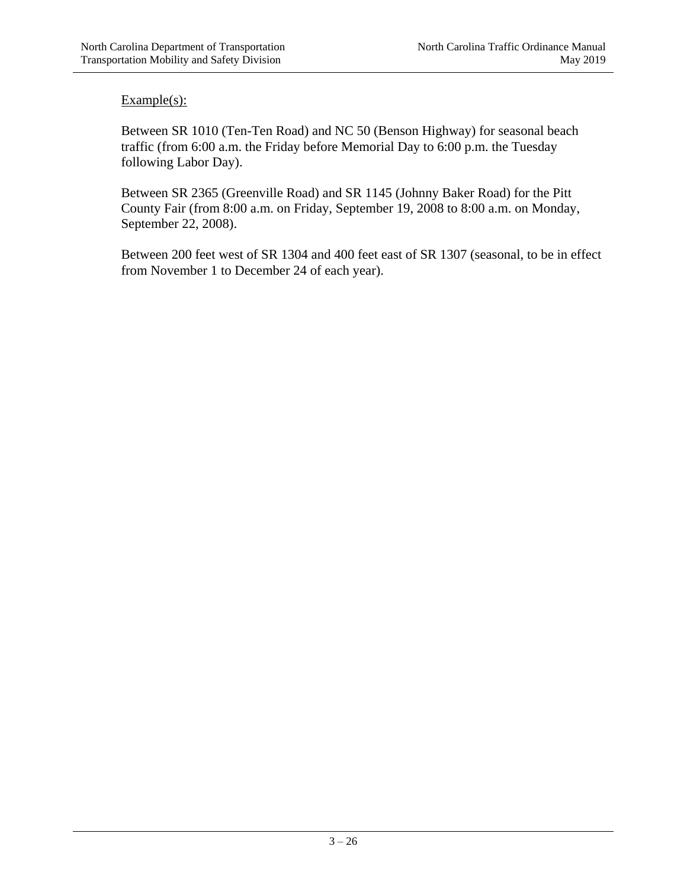Example(s):

Between SR 1010 (Ten-Ten Road) and NC 50 (Benson Highway) for seasonal beach traffic (from 6:00 a.m. the Friday before Memorial Day to 6:00 p.m. the Tuesday following Labor Day).

Between SR 2365 (Greenville Road) and SR 1145 (Johnny Baker Road) for the Pitt County Fair (from 8:00 a.m. on Friday, September 19, 2008 to 8:00 a.m. on Monday, September 22, 2008).

Between 200 feet west of SR 1304 and 400 feet east of SR 1307 (seasonal, to be in effect from November 1 to December 24 of each year).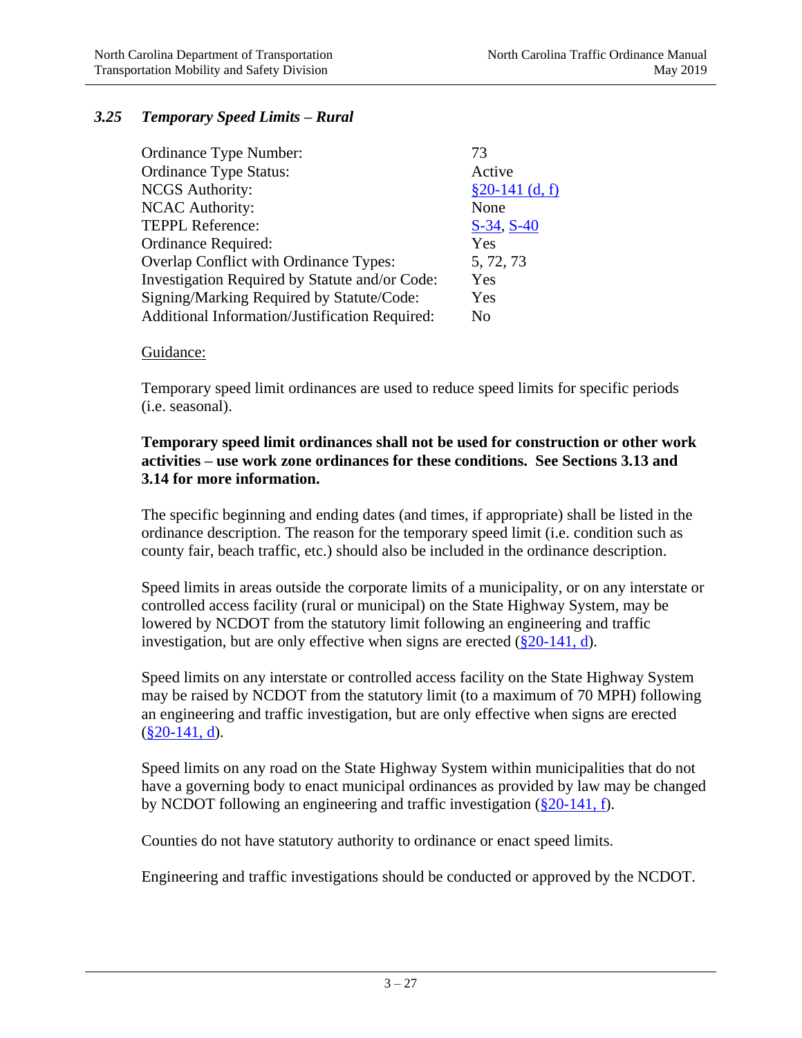### *3.25 Temporary Speed Limits – Rural*

| | |
|---|---|
| Ordinance Type Number: | 73 |
| Ordinance Type Status: | Active |
| NCGS Authority: | §20-141 (d, f) |
| NCAC Authority: | None |
| TEPPL Reference: | S-34, S-40 |
| Ordinance Required: | Yes |
| Overlap Conflict with Ordinance Types: | 5, 72, 73 |
| Investigation Required by Statute and/or Code: | Yes |
| Signing/Marking Required by Statute/Code: | Yes |
| Additional Information/Justification Required: | No |

Guidance:

Temporary speed limit ordinances are used to reduce speed limits for specific periods (i.e. seasonal).

**Temporary speed limit ordinances shall not be used for construction or other work activities – use work zone ordinances for these conditions. See Sections 3.13 and 3.14 for more information.**

The specific beginning and ending dates (and times, if appropriate) shall be listed in the ordinance description. The reason for the temporary speed limit (i.e. condition such as county fair, beach traffic, etc.) should also be included in the ordinance description.

Speed limits in areas outside the corporate limits of a municipality, or on any interstate or controlled access facility (rural or municipal) on the State Highway System, may be lowered by NCDOT from the statutory limit following an engineering and traffic investigation, but are only effective when signs are erected (§20-141, d).

Speed limits on any interstate or controlled access facility on the State Highway System may be raised by NCDOT from the statutory limit (to a maximum of 70 MPH) following an engineering and traffic investigation, but are only effective when signs are erected (§20-141, d).

Speed limits on any road on the State Highway System within municipalities that do not have a governing body to enact municipal ordinances as provided by law may be changed by NCDOT following an engineering and traffic investigation (§20-141, f).

Counties do not have statutory authority to ordinance or enact speed limits.

Engineering and traffic investigations should be conducted or approved by the NCDOT.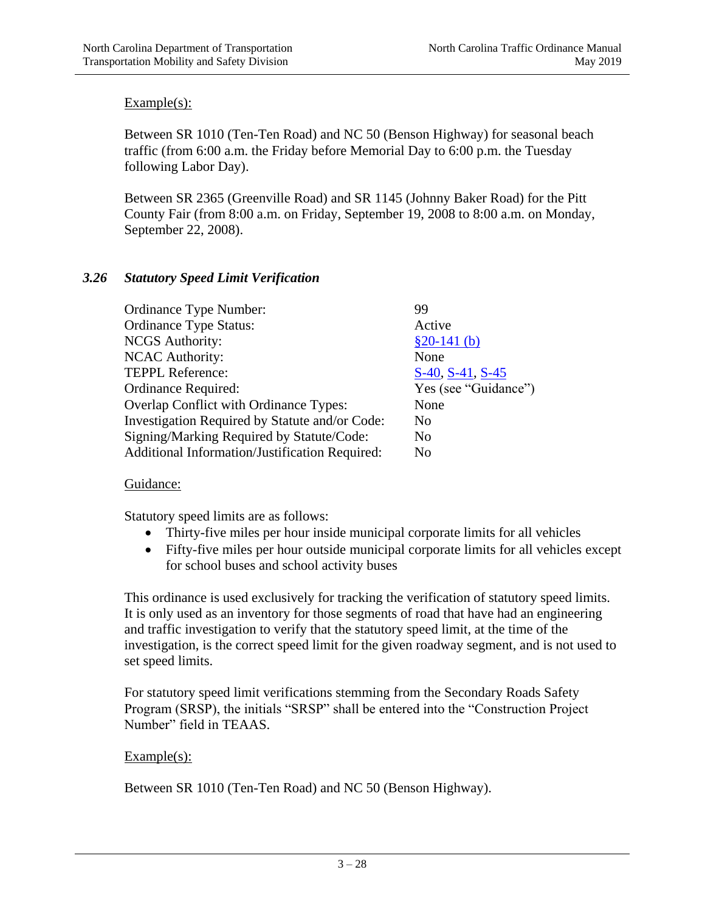Example(s):

Between SR 1010 (Ten-Ten Road) and NC 50 (Benson Highway) for seasonal beach traffic (from 6:00 a.m. the Friday before Memorial Day to 6:00 p.m. the Tuesday following Labor Day).

Between SR 2365 (Greenville Road) and SR 1145 (Johnny Baker Road) for the Pitt County Fair (from 8:00 a.m. on Friday, September 19, 2008 to 8:00 a.m. on Monday, September 22, 2008).

### *3.26 Statutory Speed Limit Verification*

| | |
|---|---|
| Ordinance Type Number: | 99 |
| Ordinance Type Status: | Active |
| NCGS Authority: | §20-141 (b) |
| NCAC Authority: | None |
| TEPPL Reference: | S-40, S-41, S-45 |
| Ordinance Required: | Yes (see "Guidance") |
| Overlap Conflict with Ordinance Types: | None |
| Investigation Required by Statute and/or Code: | No |
| Signing/Marking Required by Statute/Code: | No |
| Additional Information/Justification Required: | No |

Guidance:

Statutory speed limits are as follows:

- Thirty-five miles per hour inside municipal corporate limits for all vehicles
- Fifty-five miles per hour outside municipal corporate limits for all vehicles except for school buses and school activity buses

This ordinance is used exclusively for tracking the verification of statutory speed limits. It is only used as an inventory for those segments of road that have had an engineering and traffic investigation to verify that the statutory speed limit, at the time of the investigation, is the correct speed limit for the given roadway segment, and is not used to set speed limits.

For statutory speed limit verifications stemming from the Secondary Roads Safety Program (SRSP), the initials "SRSP" shall be entered into the "Construction Project Number" field in TEAAS.

Example(s):

Between SR 1010 (Ten-Ten Road) and NC 50 (Benson Highway).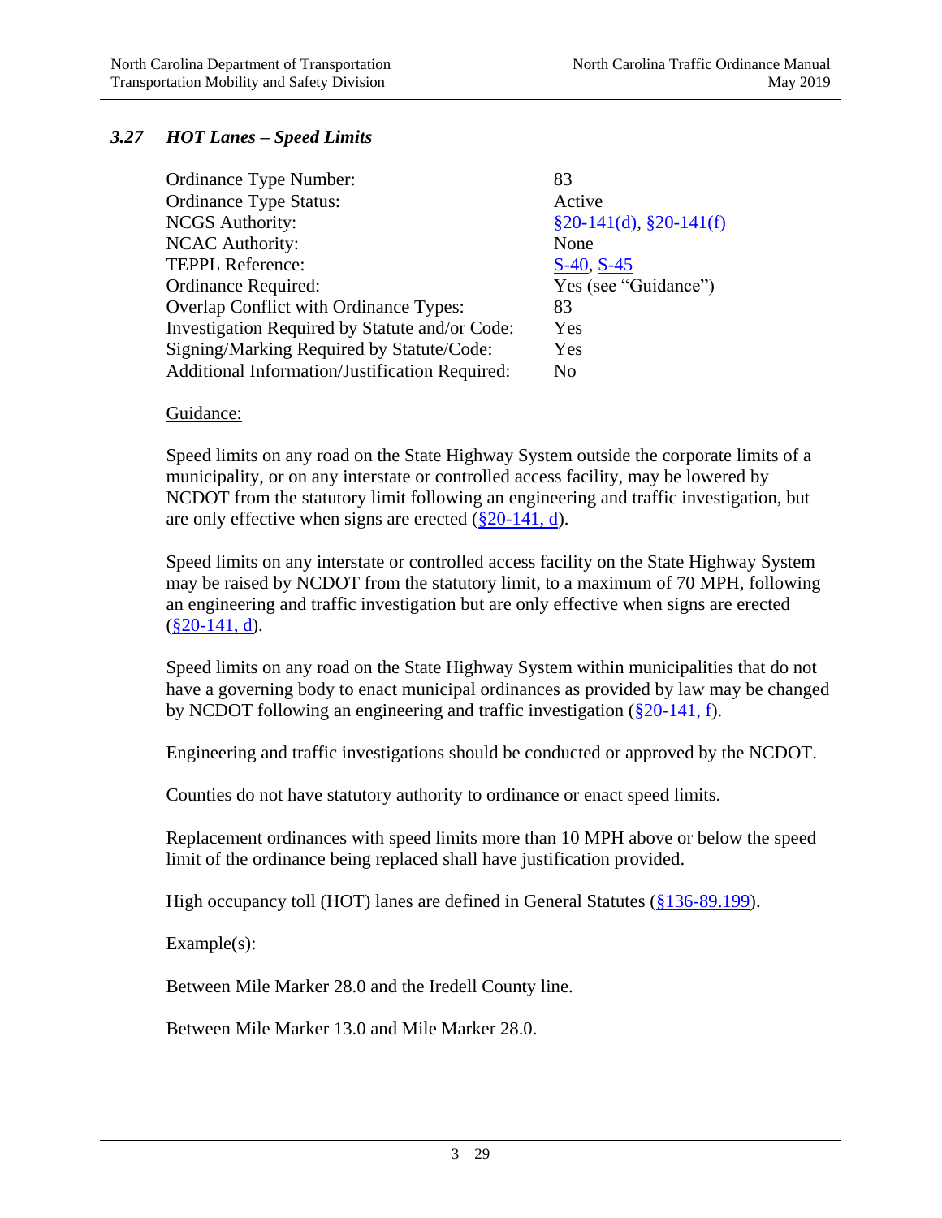### *3.27 HOT Lanes – Speed Limits*

| | |
|---|---|
| Ordinance Type Number: | 83 |
| Ordinance Type Status: | Active |
| NCGS Authority: | §20-141(d), §20-141(f) |
| NCAC Authority: | None |
| TEPPL Reference: | S-40, S-45 |
| Ordinance Required: | Yes (see "Guidance") |
| Overlap Conflict with Ordinance Types: | 83 |
| Investigation Required by Statute and/or Code: | Yes |
| Signing/Marking Required by Statute/Code: | Yes |
| Additional Information/Justification Required: | No |

Guidance:

Speed limits on any road on the State Highway System outside the corporate limits of a municipality, or on any interstate or controlled access facility, may be lowered by NCDOT from the statutory limit following an engineering and traffic investigation, but are only effective when signs are erected (§20-141, d).

Speed limits on any interstate or controlled access facility on the State Highway System may be raised by NCDOT from the statutory limit, to a maximum of 70 MPH, following an engineering and traffic investigation but are only effective when signs are erected (§20-141, d).

Speed limits on any road on the State Highway System within municipalities that do not have a governing body to enact municipal ordinances as provided by law may be changed by NCDOT following an engineering and traffic investigation (§20-141, f).

Engineering and traffic investigations should be conducted or approved by the NCDOT.

Counties do not have statutory authority to ordinance or enact speed limits.

Replacement ordinances with speed limits more than 10 MPH above or below the speed limit of the ordinance being replaced shall have justification provided.

High occupancy toll (HOT) lanes are defined in General Statutes (§136-89.199).

Example(s):

Between Mile Marker 28.0 and the Iredell County line.

Between Mile Marker 13.0 and Mile Marker 28.0.